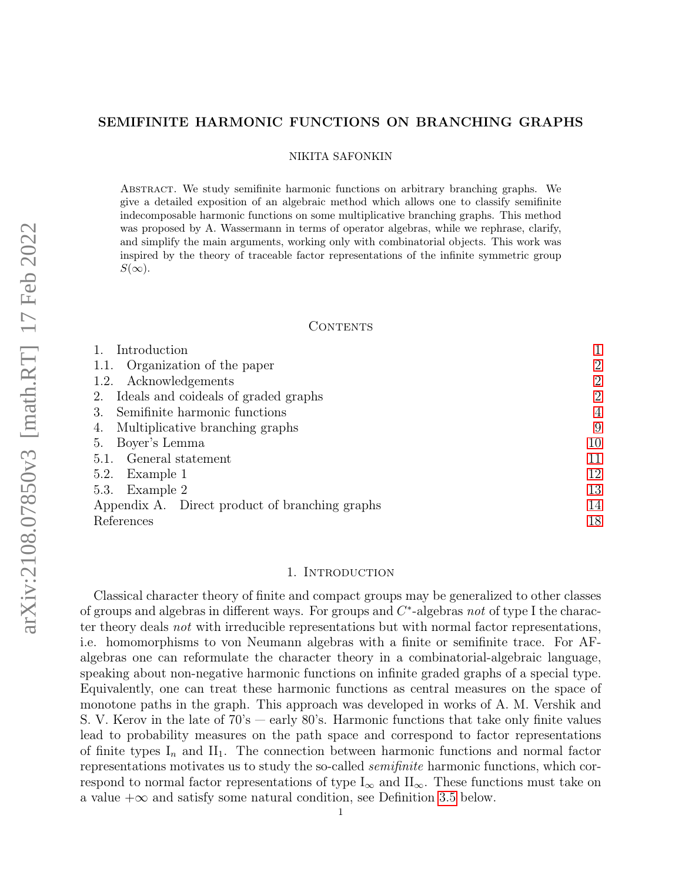# SEMIFINITE HARMONIC FUNCTIONS ON BRANCHING GRAPHS

NIKITA SAFONKIN

Abstract. We study semifinite harmonic functions on arbitrary branching graphs. We give a detailed exposition of an algebraic method which allows one to classify semifinite indecomposable harmonic functions on some multiplicative branching graphs. This method was proposed by A. Wassermann in terms of operator algebras, while we rephrase, clarify, and simplify the main arguments, working only with combinatorial objects. This work was inspired by the theory of traceable factor representations of the infinite symmetric group $S(\infty)$.

## Contents

1. Introduction — 1
   - 1.1. Organization of the paper — 2
   - 1.2. Acknowledgements — 2
2. Ideals and coideals of graded graphs — 2
3. Semifinite harmonic functions — 4
4. Multiplicative branching graphs — 9
5. Boyer's Lemma — 10
   - 5.1. General statement — 11
   - 5.2. Example 1 — 12
   - 5.3. Example 2 — 13

Appendix A. Direct product of branching graphs — 14

References — 18

## 1. Introduction

Classical character theory of finite and compact groups may be generalized to other classes of groups and algebras in different ways. For groups and $C^*$-algebras *not* of type I the character theory deals *not* with irreducible representations but with normal factor representations, i.e. homomorphisms to von Neumann algebras with a finite or semifinite trace. For AF-algebras one can reformulate the character theory in a combinatorial-algebraic language, speaking about non-negative harmonic functions on infinite graded graphs of a special type. Equivalently, one can treat these harmonic functions as central measures on the space of monotone paths in the graph. This approach was developed in works of A. M. Vershik and S. V. Kerov in the late of 70's — early 80's. Harmonic functions that take only finite values lead to probability measures on the path space and correspond to factor representations of finite types $\mathrm{I}_n$ and $\mathrm{II}_1$. The connection between harmonic functions and normal factor representations motivates us to study the so-called *semifinite* harmonic functions, which correspond to normal factor representations of type $\mathrm{I}_\infty$ and $\mathrm{II}_\infty$. These functions must take on a value $+\infty$ and satisfy some natural condition, see Definition 3.5 below.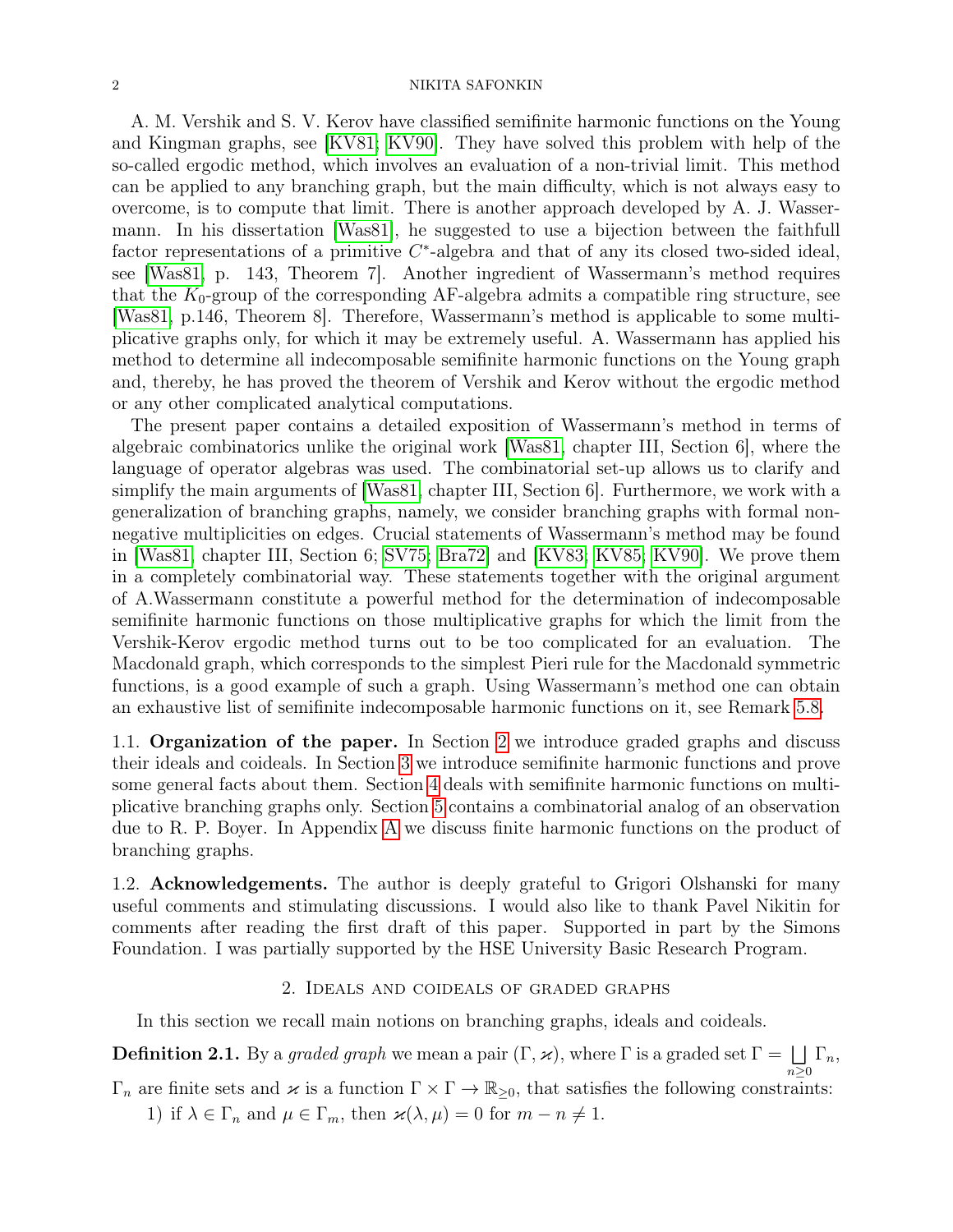A. M. Vershik and S. V. Kerov have classified semifinite harmonic functions on the Young and Kingman graphs, see [KV81; KV90]. They have solved this problem with help of the so-called ergodic method, which involves an evaluation of a non-trivial limit. This method can be applied to any branching graph, but the main difficulty, which is not always easy to overcome, is to compute that limit. There is another approach developed by A. J. Wassermann. In his dissertation [Was81], he suggested to use a bijection between the faithfull factor representations of a primitive $C^*$-algebra and that of any its closed two-sided ideal, see [Was81, p. 143, Theorem 7]. Another ingredient of Wassermann's method requires that the $K_0$-group of the corresponding AF-algebra admits a compatible ring structure, see [Was81, p.146, Theorem 8]. Therefore, Wassermann's method is applicable to some multiplicative graphs only, for which it may be extremely useful. A. Wassermann has applied his method to determine all indecomposable semifinite harmonic functions on the Young graph and, thereby, he has proved the theorem of Vershik and Kerov without the ergodic method or any other complicated analytical computations.

The present paper contains a detailed exposition of Wassermann's method in terms of algebraic combinatorics unlike the original work [Was81, chapter III, Section 6], where the language of operator algebras was used. The combinatorial set-up allows us to clarify and simplify the main arguments of [Was81, chapter III, Section 6]. Furthermore, we work with a generalization of branching graphs, namely, we consider branching graphs with formal nonnegative multiplicities on edges. Crucial statements of Wassermann's method may be found in [Was81, chapter III, Section 6; SV75; Bra72] and [KV83; KV85; KV90]. We prove them in a completely combinatorial way. These statements together with the original argument of A.Wassermann constitute a powerful method for the determination of indecomposable semifinite harmonic functions on those multiplicative graphs for which the limit from the Vershik-Kerov ergodic method turns out to be too complicated for an evaluation. The Macdonald graph, which corresponds to the simplest Pieri rule for the Macdonald symmetric functions, is a good example of such a graph. Using Wassermann's method one can obtain an exhaustive list of semifinite indecomposable harmonic functions on it, see Remark 5.8.

1.1. **Organization of the paper.** In Section 2 we introduce graded graphs and discuss their ideals and coideals. In Section 3 we introduce semifinite harmonic functions and prove some general facts about them. Section 4 deals with semifinite harmonic functions on multiplicative branching graphs only. Section 5 contains a combinatorial analog of an observation due to R. P. Boyer. In Appendix A we discuss finite harmonic functions on the product of branching graphs.

1.2. **Acknowledgements.** The author is deeply grateful to Grigori Olshanski for many useful comments and stimulating discussions. I would also like to thank Pavel Nikitin for comments after reading the first draft of this paper. Supported in part by the Simons Foundation. I was partially supported by the HSE University Basic Research Program.

## 2. Ideals and coideals of graded graphs

In this section we recall main notions on branching graphs, ideals and coideals.

**Definition 2.1.** By a *graded graph* we mean a pair $(\Gamma, \varkappa)$, where $\Gamma$ is a graded set $\Gamma = \bigsqcup_{n\geq 0} \Gamma_n$, $\Gamma_n$ are finite sets and $\varkappa$ is a function $\Gamma \times \Gamma \to \mathbb{R}_{\geq 0}$, that satisfies the following constraints:

1) if $\lambda \in \Gamma_n$ and $\mu \in \Gamma_m$, then $\varkappa(\lambda, \mu) = 0$ for $m - n \neq 1$.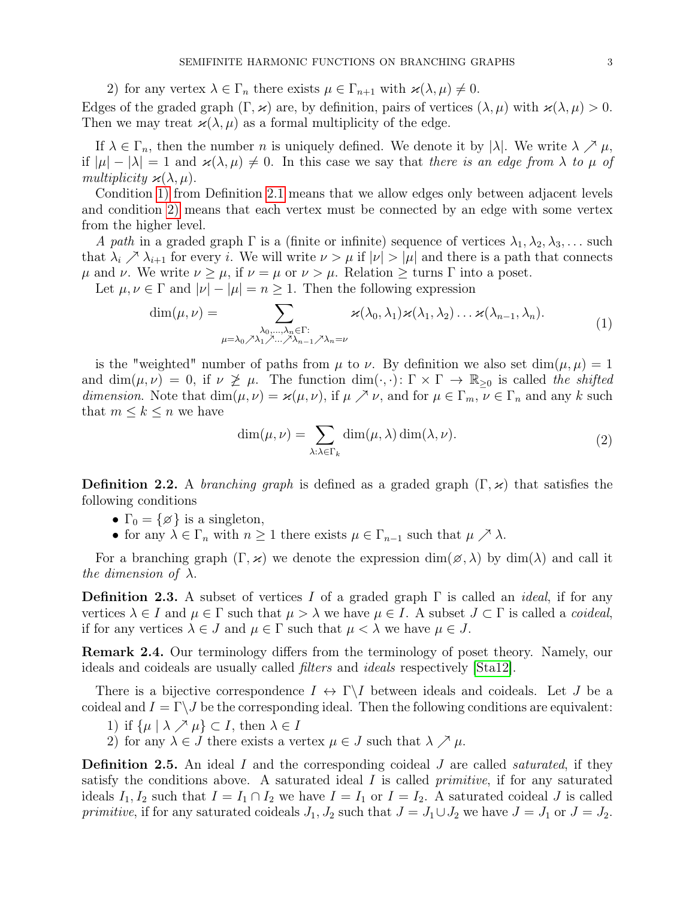2) for any vertex $\lambda \in \Gamma_n$ there exists $\mu \in \Gamma_{n+1}$ with $\varkappa(\lambda, \mu) \neq 0$.

Edges of the graded graph $(\Gamma, \varkappa)$ are, by definition, pairs of vertices $(\lambda, \mu)$ with $\varkappa(\lambda, \mu) > 0$. Then we may treat $\varkappa(\lambda, \mu)$ as a formal multiplicity of the edge.

If $\lambda \in \Gamma_n$, then the number $n$ is uniquely defined. We denote it by $|\lambda|$. We write $\lambda \nearrow \mu$, if $|\mu| - |\lambda| = 1$ and $\varkappa(\lambda, \mu) \neq 0$. In this case we say that *there is an edge from $\lambda$ to $\mu$ of multiplicity $\varkappa(\lambda, \mu)$*.

Condition 1) from Definition 2.1 means that we allow edges only between adjacent levels and condition 2) means that each vertex must be connected by an edge with some vertex from the higher level.

*A path* in a graded graph $\Gamma$ is a (finite or infinite) sequence of vertices $\lambda_1, \lambda_2, \lambda_3, \dots$ such that $\lambda_i \nearrow \lambda_{i+1}$ for every $i$. We will write $\nu > \mu$ if $|\nu| > |\mu|$ and there is a path that connects $\mu$ and $\nu$. We write $\nu \geq \mu$, if $\nu = \mu$ or $\nu > \mu$. Relation $\geq$ turns $\Gamma$ into a poset.

Let $\mu, \nu \in \Gamma$ and $|\nu| - |\mu| = n \geq 1$. Then the following expression

$$\dim(\mu, \nu) = \sum_{\substack{\lambda_0, \dots, \lambda_n \in \Gamma: \\ \mu = \lambda_0 \nearrow \lambda_1 \nearrow \dots \nearrow \lambda_{n-1} \nearrow \lambda_n = \nu}} \varkappa(\lambda_0, \lambda_1)\varkappa(\lambda_1, \lambda_2) \dots \varkappa(\lambda_{n-1}, \lambda_n). \tag{1}$$

is the "weighted" number of paths from $\mu$ to $\nu$. By definition we also set $\dim(\mu, \mu) = 1$ and $\dim(\mu, \nu) = 0$, if $\nu \not\geq \mu$. The function $\dim(\cdot, \cdot) \colon \Gamma \times \Gamma \to \mathbb{R}_{\geq 0}$ is called *the shifted dimension*. Note that $\dim(\mu, \nu) = \varkappa(\mu, \nu)$, if $\mu \nearrow \nu$, and for $\mu \in \Gamma_m$, $\nu \in \Gamma_n$ and any $k$ such that $m \leq k \leq n$ we have

$$\dim(\mu, \nu) = \sum_{\lambda : \lambda \in \Gamma_k} \dim(\mu, \lambda) \dim(\lambda, \nu). \tag{2}$$

**Definition 2.2.** A *branching graph* is defined as a graded graph $(\Gamma, \varkappa)$ that satisfies the following conditions

- $\Gamma_0 = \{\varnothing\}$ is a singleton,
- for any $\lambda \in \Gamma_n$ with $n \geq 1$ there exists $\mu \in \Gamma_{n-1}$ such that $\mu \nearrow \lambda$.

For a branching graph $(\Gamma, \varkappa)$ we denote the expression $\dim(\varnothing, \lambda)$ by $\dim(\lambda)$ and call it *the dimension of $\lambda$*.

**Definition 2.3.** A subset of vertices $I$ of a graded graph $\Gamma$ is called an *ideal*, if for any vertices $\lambda \in I$ and $\mu \in \Gamma$ such that $\mu > \lambda$ we have $\mu \in I$. A subset $J \subset \Gamma$ is called a *coideal*, if for any vertices $\lambda \in J$ and $\mu \in \Gamma$ such that $\mu < \lambda$ we have $\mu \in J$.

**Remark 2.4.** Our terminology differs from the terminology of poset theory. Namely, our ideals and coideals are usually called *filters* and *ideals* respectively [Sta12].

There is a bijective correspondence $I \leftrightarrow \Gamma \backslash I$ between ideals and coideals. Let $J$ be a coideal and $I = \Gamma \backslash J$ be the corresponding ideal. Then the following conditions are equivalent:

1) if $\{\mu \mid \lambda \nearrow \mu\} \subset I$, then $\lambda \in I$
2) for any $\lambda \in J$ there exists a vertex $\mu \in J$ such that $\lambda \nearrow \mu$.

**Definition 2.5.** An ideal $I$ and the corresponding coideal $J$ are called *saturated*, if they satisfy the conditions above. A saturated ideal $I$ is called *primitive*, if for any saturated ideals $I_1, I_2$ such that $I = I_1 \cap I_2$ we have $I = I_1$ or $I = I_2$. A saturated coideal $J$ is called *primitive*, if for any saturated coideals $J_1, J_2$ such that $J = J_1 \cup J_2$ we have $J = J_1$ or $J = J_2$.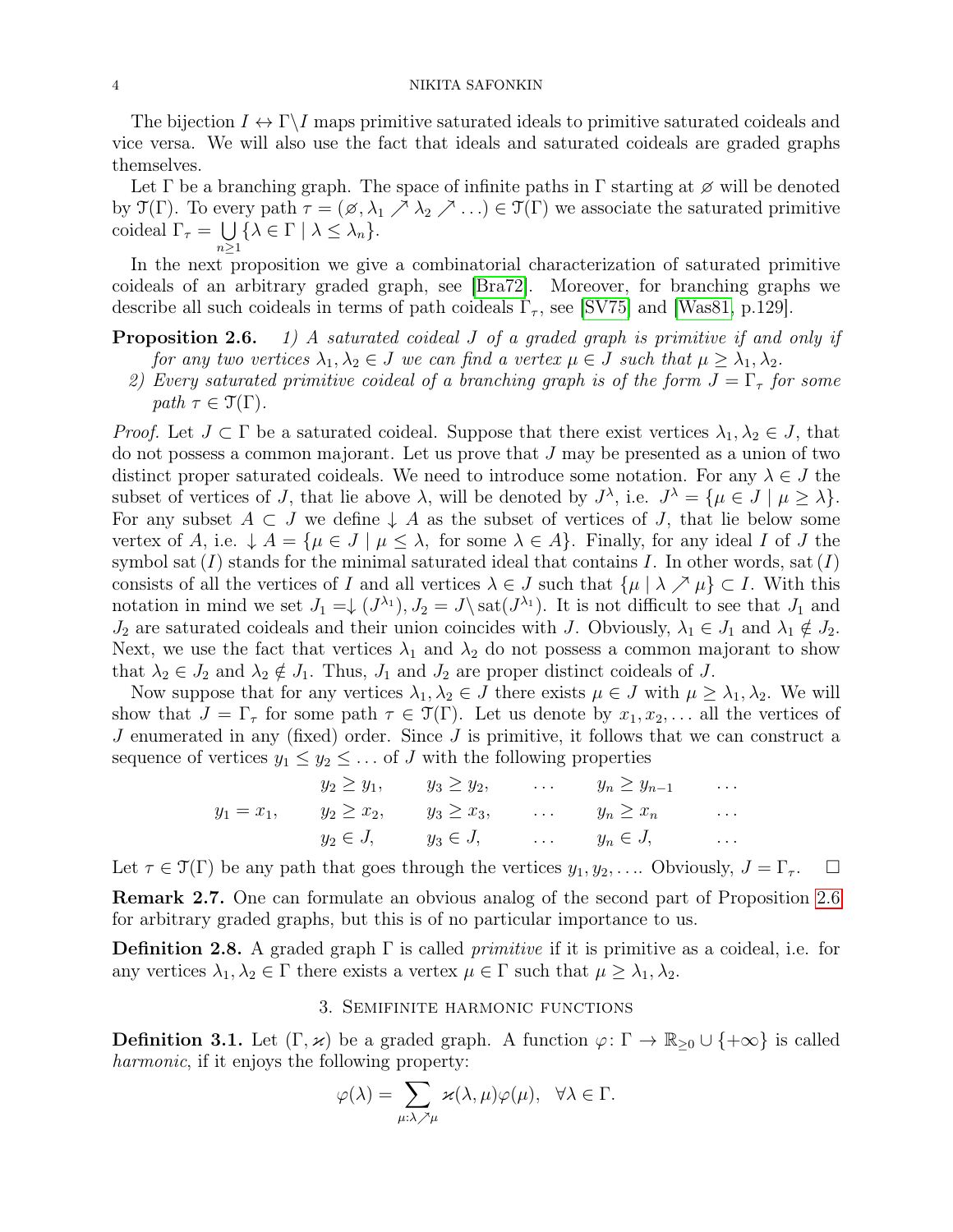The bijection $I \leftrightarrow \Gamma \backslash I$ maps primitive saturated ideals to primitive saturated coideals and vice versa. We will also use the fact that ideals and saturated coideals are graded graphs themselves.

Let $\Gamma$ be a branching graph. The space of infinite paths in $\Gamma$ starting at $\varnothing$ will be denoted by $\mathcal{T}(\Gamma)$. To every path $\tau = (\varnothing, \lambda_1 \nearrow \lambda_2 \nearrow \ldots) \in \mathcal{T}(\Gamma)$ we associate the saturated primitive coideal $\Gamma_\tau = \bigcup_{n\geq 1} \{\lambda \in \Gamma \mid \lambda \leq \lambda_n\}$.

In the next proposition we give a combinatorial characterization of saturated primitive coideals of an arbitrary graded graph, see [Bra72]. Moreover, for branching graphs we describe all such coideals in terms of path coideals $\Gamma_\tau$, see [SV75] and [Was81, p.129].

**Proposition 2.6.** *1) A saturated coideal $J$ of a graded graph is primitive if and only if for any two vertices $\lambda_1, \lambda_2 \in J$ we can find a vertex $\mu \in J$ such that $\mu \geq \lambda_1, \lambda_2$.*
*2) Every saturated primitive coideal of a branching graph is of the form $J = \Gamma_\tau$ for some path $\tau \in \mathcal{T}(\Gamma)$.*

*Proof.* Let $J \subset \Gamma$ be a saturated coideal. Suppose that there exist vertices $\lambda_1, \lambda_2 \in J$, that do not possess a common majorant. Let us prove that $J$ may be presented as a union of two distinct proper saturated coideals. We need to introduce some notation. For any $\lambda \in J$ the subset of vertices of $J$, that lie above $\lambda$, will be denoted by $J^\lambda$, i.e. $J^\lambda = \{\mu \in J \mid \mu \geq \lambda\}$. For any subset $A \subset J$ we define $\downarrow A$ as the subset of vertices of $J$, that lie below some vertex of $A$, i.e. $\downarrow A = \{\mu \in J \mid \mu \leq \lambda, \text{ for some } \lambda \in A\}$. Finally, for any ideal $I$ of $J$ the symbol $\operatorname{sat}(I)$ stands for the minimal saturated ideal that contains $I$. In other words, $\operatorname{sat}(I)$ consists of all the vertices of $I$ and all vertices $\lambda \in J$ such that $\{\mu \mid \lambda \nearrow \mu\} \subset I$. With this notation in mind we set $J_1 = \downarrow(J^{\lambda_1})$, $J_2 = J \backslash \operatorname{sat}(J^{\lambda_1})$. It is not difficult to see that $J_1$ and $J_2$ are saturated coideals and their union coincides with $J$. Obviously, $\lambda_1 \in J_1$ and $\lambda_1 \notin J_2$. Next, we use the fact that vertices $\lambda_1$ and $\lambda_2$ do not possess a common majorant to show that $\lambda_2 \in J_2$ and $\lambda_2 \notin J_1$. Thus, $J_1$ and $J_2$ are proper distinct coideals of $J$.

Now suppose that for any vertices $\lambda_1, \lambda_2 \in J$ there exists $\mu \in J$ with $\mu \geq \lambda_1, \lambda_2$. We will show that $J = \Gamma_\tau$ for some path $\tau \in \mathcal{T}(\Gamma)$. Let us denote by $x_1, x_2, \ldots$ all the vertices of $J$ enumerated in any (fixed) order. Since $J$ is primitive, it follows that we can construct a sequence of vertices $y_1 \leq y_2 \leq \ldots$ of $J$ with the following properties

$$
\begin{array}{cccccc}
 & y_2 \geq y_1, & y_3 \geq y_2, & \ldots & y_n \geq y_{n-1} & \ldots \\
y_1 = x_1, & y_2 \geq x_2, & y_3 \geq x_3, & \ldots & y_n \geq x_n & \ldots \\
 & y_2 \in J, & y_3 \in J, & \ldots & y_n \in J, & \ldots
\end{array}
$$

Let $\tau \in \mathcal{T}(\Gamma)$ be any path that goes through the vertices $y_1, y_2, \ldots$. Obviously, $J = \Gamma_\tau$. $\square$

**Remark 2.7.** One can formulate an obvious analog of the second part of Proposition 2.6 for arbitrary graded graphs, but this is of no particular importance to us.

**Definition 2.8.** A graded graph $\Gamma$ is called *primitive* if it is primitive as a coideal, i.e. for any vertices $\lambda_1, \lambda_2 \in \Gamma$ there exists a vertex $\mu \in \Gamma$ such that $\mu \geq \lambda_1, \lambda_2$.

## 3. Semifinite harmonic functions

**Definition 3.1.** Let $(\Gamma, \varkappa)$ be a graded graph. A function $\varphi \colon \Gamma \to \mathbb{R}_{\geq 0} \cup \{+\infty\}$ is called *harmonic*, if it enjoys the following property:

$$\varphi(\lambda) = \sum_{\mu : \lambda \nearrow \mu} \varkappa(\lambda, \mu) \varphi(\mu), \quad \forall \lambda \in \Gamma.$$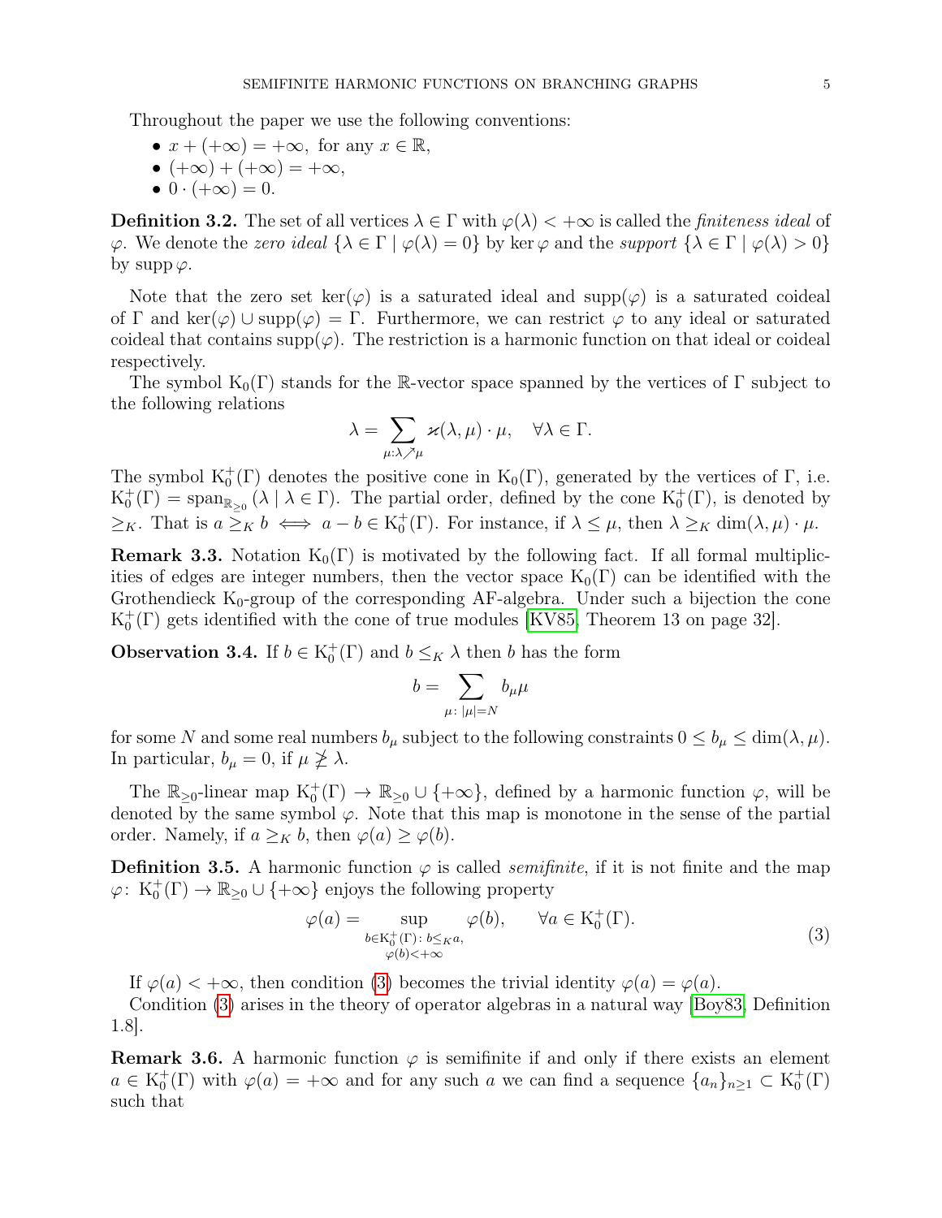Throughout the paper we use the following conventions:

- $x + (+\infty) = +\infty$, for any $x \in \mathbb{R}$,
- $(+\infty) + (+\infty) = +\infty$,
- $0 \cdot (+\infty) = 0$.

**Definition 3.2.** The set of all vertices $\lambda \in \Gamma$ with $\varphi(\lambda) < +\infty$ is called the *finiteness ideal* of $\varphi$. We denote the *zero ideal* $\{\lambda \in \Gamma \mid \varphi(\lambda) = 0\}$ by $\ker \varphi$ and the *support* $\{\lambda \in \Gamma \mid \varphi(\lambda) > 0\}$ by $\operatorname{supp} \varphi$.

Note that the zero set $\ker(\varphi)$ is a saturated ideal and $\operatorname{supp}(\varphi)$ is a saturated coideal of $\Gamma$ and $\ker(\varphi) \cup \operatorname{supp}(\varphi) = \Gamma$. Furthermore, we can restrict $\varphi$ to any ideal or saturated coideal that contains $\operatorname{supp}(\varphi)$. The restriction is a harmonic function on that ideal or coideal respectively.

The symbol $\mathrm{K}_0(\Gamma)$ stands for the $\mathbb{R}$-vector space spanned by the vertices of $\Gamma$ subject to the following relations

$$\lambda = \sum_{\mu : \lambda \nearrow \mu} \varkappa(\lambda, \mu) \cdot \mu, \quad \forall \lambda \in \Gamma.$$

The symbol $\mathrm{K}_0^+(\Gamma)$ denotes the positive cone in $\mathrm{K}_0(\Gamma)$, generated by the vertices of $\Gamma$, i.e. $\mathrm{K}_0^+(\Gamma) = \operatorname{span}_{\mathbb{R}_{\geq 0}}(\lambda \mid \lambda \in \Gamma)$. The partial order, defined by the cone $\mathrm{K}_0^+(\Gamma)$, is denoted by $\geq_K$. That is $a \geq_K b \iff a - b \in \mathrm{K}_0^+(\Gamma)$. For instance, if $\lambda \leq \mu$, then $\lambda \geq_K \dim(\lambda, \mu) \cdot \mu$.

**Remark 3.3.** Notation $\mathrm{K}_0(\Gamma)$ is motivated by the following fact. If all formal multiplicities of edges are integer numbers, then the vector space $\mathrm{K}_0(\Gamma)$ can be identified with the Grothendieck $\mathrm{K}_0$-group of the corresponding AF-algebra. Under such a bijection the cone $\mathrm{K}_0^+(\Gamma)$ gets identified with the cone of true modules [KV85, Theorem 13 on page 32].

**Observation 3.4.** If $b \in \mathrm{K}_0^+(\Gamma)$ and $b \leq_K \lambda$ then $b$ has the form

$$b = \sum_{\mu : \, |\mu| = N} b_\mu \mu$$

for some $N$ and some real numbers $b_\mu$ subject to the following constraints $0 \leq b_\mu \leq \dim(\lambda, \mu)$. In particular, $b_\mu = 0$, if $\mu \not\geq \lambda$.

The $\mathbb{R}_{\geq 0}$-linear map $\mathrm{K}_0^+(\Gamma) \to \mathbb{R}_{\geq 0} \cup \{+\infty\}$, defined by a harmonic function $\varphi$, will be denoted by the same symbol $\varphi$. Note that this map is monotone in the sense of the partial order. Namely, if $a \geq_K b$, then $\varphi(a) \geq \varphi(b)$.

**Definition 3.5.** A harmonic function $\varphi$ is called *semifinite*, if it is not finite and the map $\varphi \colon \mathrm{K}_0^+(\Gamma) \to \mathbb{R}_{\geq 0} \cup \{+\infty\}$ enjoys the following property

$$\varphi(a) = \sup_{\substack{b \in \mathrm{K}_0^+(\Gamma) : \, b \leq_K a, \\ \varphi(b) < +\infty}} \varphi(b), \qquad \forall a \in \mathrm{K}_0^+(\Gamma). \tag{3}$$

If $\varphi(a) < +\infty$, then condition (3) becomes the trivial identity $\varphi(a) = \varphi(a)$.

Condition (3) arises in the theory of operator algebras in a natural way [Boy83, Definition 1.8].

**Remark 3.6.** A harmonic function $\varphi$ is semifinite if and only if there exists an element $a \in \mathrm{K}_0^+(\Gamma)$ with $\varphi(a) = +\infty$ and for any such $a$ we can find a sequence $\{a_n\}_{n \geq 1} \subset \mathrm{K}_0^+(\Gamma)$ such that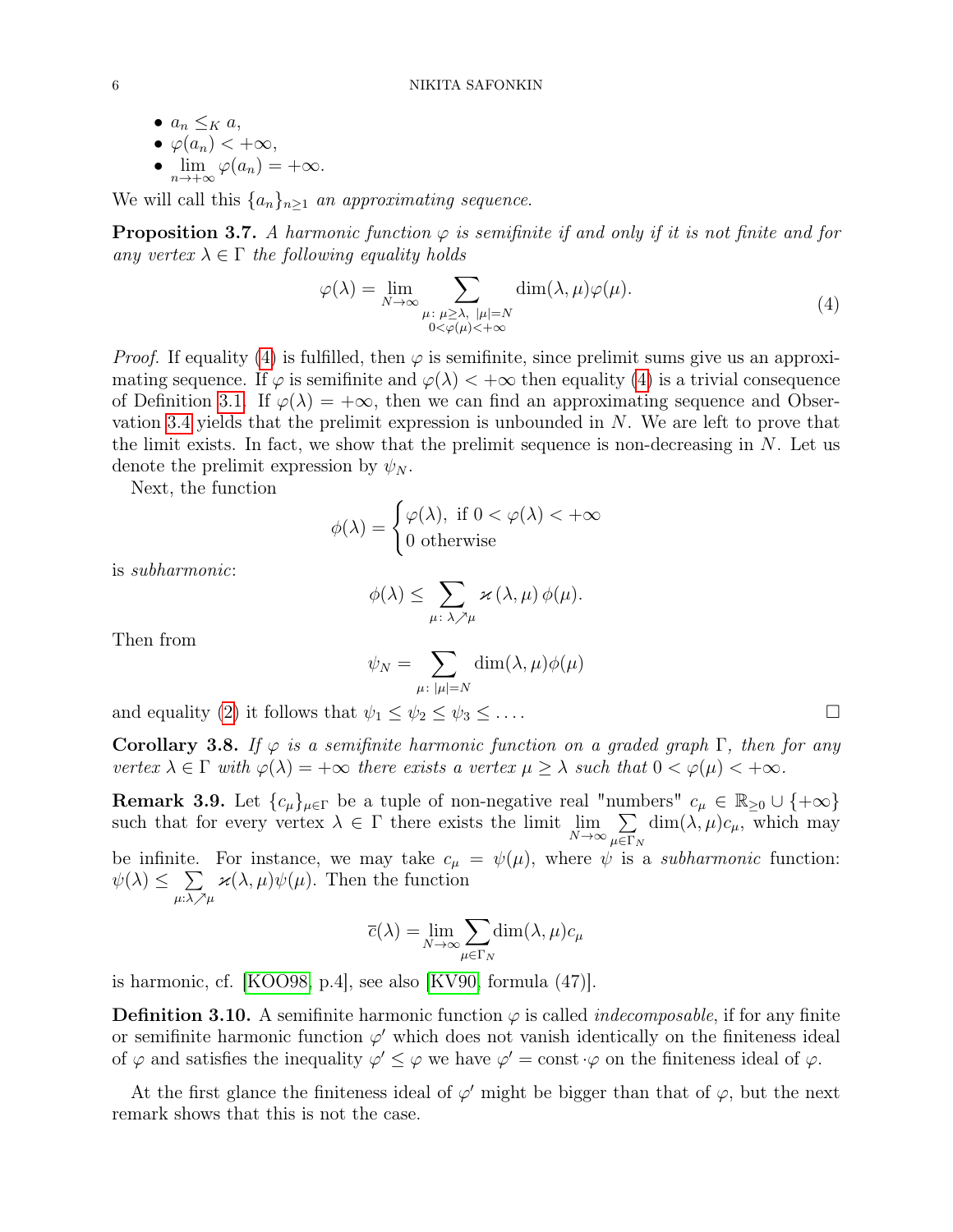- $a_n \leq_K a$,
- $\varphi(a_n) < +\infty$,
- $\lim\limits_{n\to+\infty} \varphi(a_n) = +\infty$.

We will call this $\{a_n\}_{n\geq 1}$ *an approximating sequence*.

**Proposition 3.7.** *A harmonic function $\varphi$ is semifinite if and only if it is not finite and for any vertex $\lambda \in \Gamma$ the following equality holds*

$$\varphi(\lambda) = \lim_{N\to\infty} \sum_{\substack{\mu:\ \mu\geq\lambda,\ |\mu|=N \\ 0<\varphi(\mu)<+\infty}} \dim(\lambda,\mu)\varphi(\mu). \tag{4}$$

*Proof.* If equality (4) is fulfilled, then $\varphi$ is semifinite, since prelimit sums give us an approximating sequence. If $\varphi$ is semifinite and $\varphi(\lambda) < +\infty$ then equality (4) is a trivial consequence of Definition 3.1. If $\varphi(\lambda) = +\infty$, then we can find an approximating sequence and Observation 3.4 yields that the prelimit expression is unbounded in $N$. We are left to prove that the limit exists. In fact, we show that the prelimit sequence is non-decreasing in $N$. Let us denote the prelimit expression by $\psi_N$.

Next, the function

$$\phi(\lambda) = \begin{cases} \varphi(\lambda), \text{ if } 0 < \varphi(\lambda) < +\infty \\ 0 \text{ otherwise} \end{cases}$$

is *subharmonic*:

$$\phi(\lambda) \leq \sum_{\mu:\ \lambda\nearrow\mu} \varkappa(\lambda,\mu)\,\phi(\mu).$$

Then from

$$\psi_N = \sum_{\mu:\ |\mu|=N} \dim(\lambda,\mu)\phi(\mu)$$

and equality (2) it follows that $\psi_1 \leq \psi_2 \leq \psi_3 \leq \dots$. □

**Corollary 3.8.** *If $\varphi$ is a semifinite harmonic function on a graded graph $\Gamma$, then for any vertex $\lambda \in \Gamma$ with $\varphi(\lambda) = +\infty$ there exists a vertex $\mu \geq \lambda$ such that $0 < \varphi(\mu) < +\infty$.*

**Remark 3.9.** Let $\{c_\mu\}_{\mu\in\Gamma}$ be a tuple of non-negative real "numbers" $c_\mu \in \mathbb{R}_{\geq 0} \cup \{+\infty\}$ such that for every vertex $\lambda \in \Gamma$ there exists the limit $\lim\limits_{N\to\infty} \sum\limits_{\mu\in\Gamma_N} \dim(\lambda,\mu)c_\mu$, which may be infinite. For instance, we may take $c_\mu = \psi(\mu)$, where $\psi$ is a *subharmonic* function: $\psi(\lambda) \leq \sum\limits_{\mu:\lambda\nearrow\mu} \varkappa(\lambda,\mu)\psi(\mu)$. Then the function

$$\overline{c}(\lambda) = \lim_{N\to\infty} \sum_{\mu\in\Gamma_N} \dim(\lambda,\mu)c_\mu$$

is harmonic, cf. [KOO98, p.4], see also [KV90, formula (47)].

**Definition 3.10.** A semifinite harmonic function $\varphi$ is called *indecomposable*, if for any finite or semifinite harmonic function $\varphi'$ which does not vanish identically on the finiteness ideal of $\varphi$ and satisfies the inequality $\varphi' \leq \varphi$ we have $\varphi' = \text{const}\cdot\varphi$ on the finiteness ideal of $\varphi$.

At the first glance the finiteness ideal of $\varphi'$ might be bigger than that of $\varphi$, but the next remark shows that this is not the case.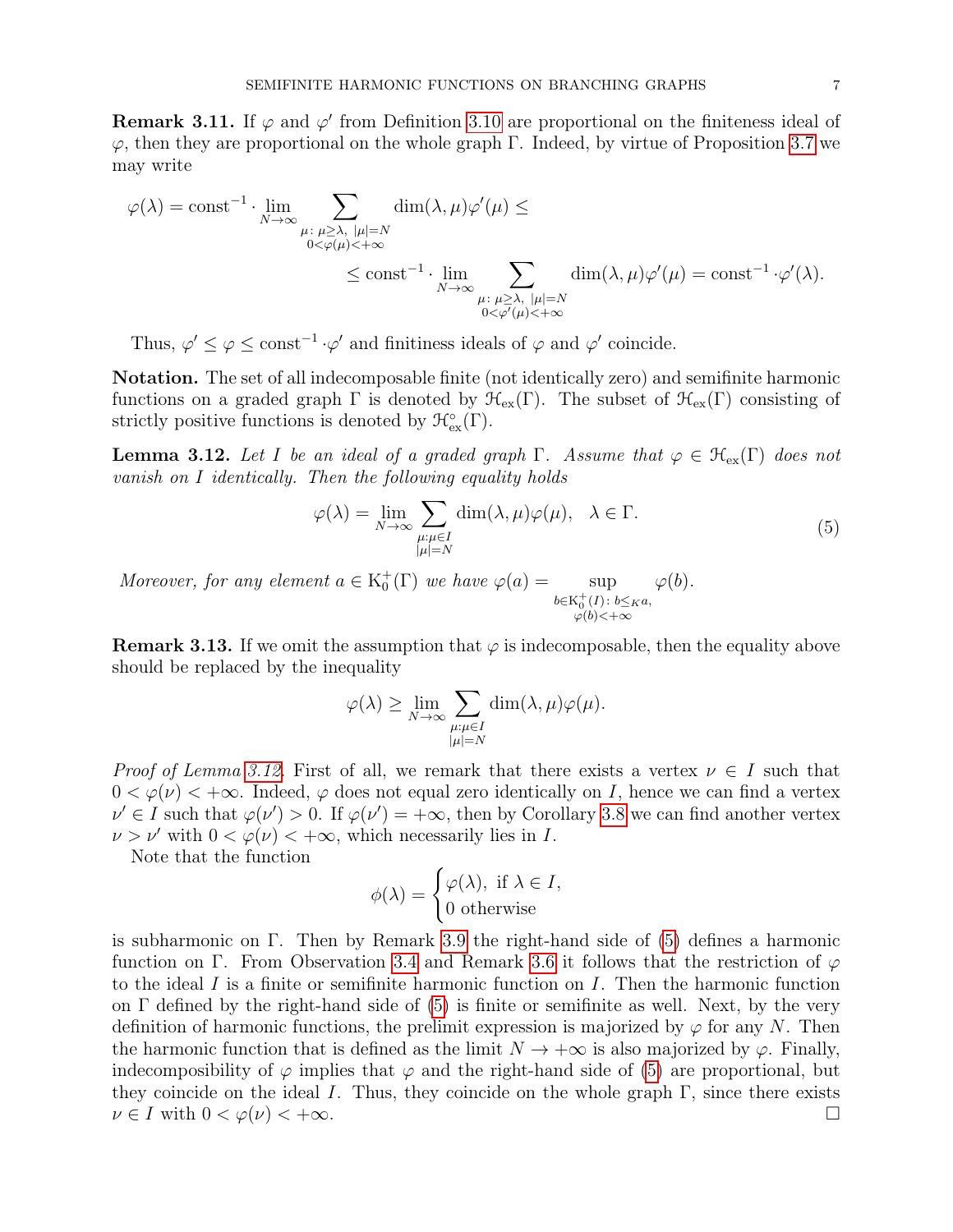**Remark 3.11.** If $\varphi$ and $\varphi'$ from Definition 3.10 are proportional on the finiteness ideal of $\varphi$, then they are proportional on the whole graph $\Gamma$. Indeed, by virtue of Proposition 3.7 we may write

$$\varphi(\lambda) = \text{const}^{-1} \cdot \lim_{N\to\infty} \sum_{\substack{\mu:\ \mu\geq\lambda,\ |\mu|=N \\ 0<\varphi(\mu)<+\infty}} \dim(\lambda,\mu)\varphi'(\mu) \leq$$

$$\leq \text{const}^{-1} \cdot \lim_{N\to\infty} \sum_{\substack{\mu:\ \mu\geq\lambda,\ |\mu|=N \\ 0<\varphi'(\mu)<+\infty}} \dim(\lambda,\mu)\varphi'(\mu) = \text{const}^{-1} \cdot \varphi'(\lambda).$$

Thus, $\varphi' \leq \varphi \leq \text{const}^{-1} \cdot \varphi'$ and finitiness ideals of $\varphi$ and $\varphi'$ coincide.

**Notation.** The set of all indecomposable finite (not identically zero) and semifinite harmonic functions on a graded graph $\Gamma$ is denoted by $\mathcal{H}_{\text{ex}}(\Gamma)$. The subset of $\mathcal{H}_{\text{ex}}(\Gamma)$ consisting of strictly positive functions is denoted by $\mathcal{H}^{\circ}_{\text{ex}}(\Gamma)$.

**Lemma 3.12.** *Let $I$ be an ideal of a graded graph $\Gamma$. Assume that $\varphi \in \mathcal{H}_{\text{ex}}(\Gamma)$ does not vanish on $I$ identically. Then the following equality holds*

$$\varphi(\lambda) = \lim_{N\to\infty} \sum_{\substack{\mu:\mu\in I \\ |\mu|=N}} \dim(\lambda,\mu)\varphi(\mu), \quad \lambda \in \Gamma. \tag{5}$$

*Moreover, for any element $a \in \mathrm{K}_0^+(\Gamma)$ we have* $\varphi(a) = \sup\limits_{\substack{b\in \mathrm{K}_0^+(I):\ b\leq_K a, \\ \varphi(b)<+\infty}} \varphi(b)$.

**Remark 3.13.** If we omit the assumption that $\varphi$ is indecomposable, then the equality above should be replaced by the inequality

$$\varphi(\lambda) \geq \lim_{N\to\infty} \sum_{\substack{\mu:\mu\in I \\ |\mu|=N}} \dim(\lambda,\mu)\varphi(\mu).$$

*Proof of Lemma 3.12.* First of all, we remark that there exists a vertex $\nu \in I$ such that $0 < \varphi(\nu) < +\infty$. Indeed, $\varphi$ does not equal zero identically on $I$, hence we can find a vertex $\nu' \in I$ such that $\varphi(\nu') > 0$. If $\varphi(\nu') = +\infty$, then by Corollary 3.8 we can find another vertex $\nu > \nu'$ with $0 < \varphi(\nu) < +\infty$, which necessarily lies in $I$.

Note that the function

$$\phi(\lambda) = \begin{cases} \varphi(\lambda), \text{ if } \lambda \in I, \\ 0 \text{ otherwise} \end{cases}$$

is subharmonic on $\Gamma$. Then by Remark 3.9 the right-hand side of (5) defines a harmonic function on $\Gamma$. From Observation 3.4 and Remark 3.6 it follows that the restriction of $\varphi$ to the ideal $I$ is a finite or semifinite harmonic function on $I$. Then the harmonic function on $\Gamma$ defined by the right-hand side of (5) is finite or semifinite as well. Next, by the very definition of harmonic functions, the prelimit expression is majorized by $\varphi$ for any $N$. Then the harmonic function that is defined as the limit $N \to +\infty$ is also majorized by $\varphi$. Finally, indecomposibility of $\varphi$ implies that $\varphi$ and the right-hand side of (5) are proportional, but they coincide on the ideal $I$. Thus, they coincide on the whole graph $\Gamma$, since there exists $\nu \in I$ with $0 < \varphi(\nu) < +\infty$. $\square$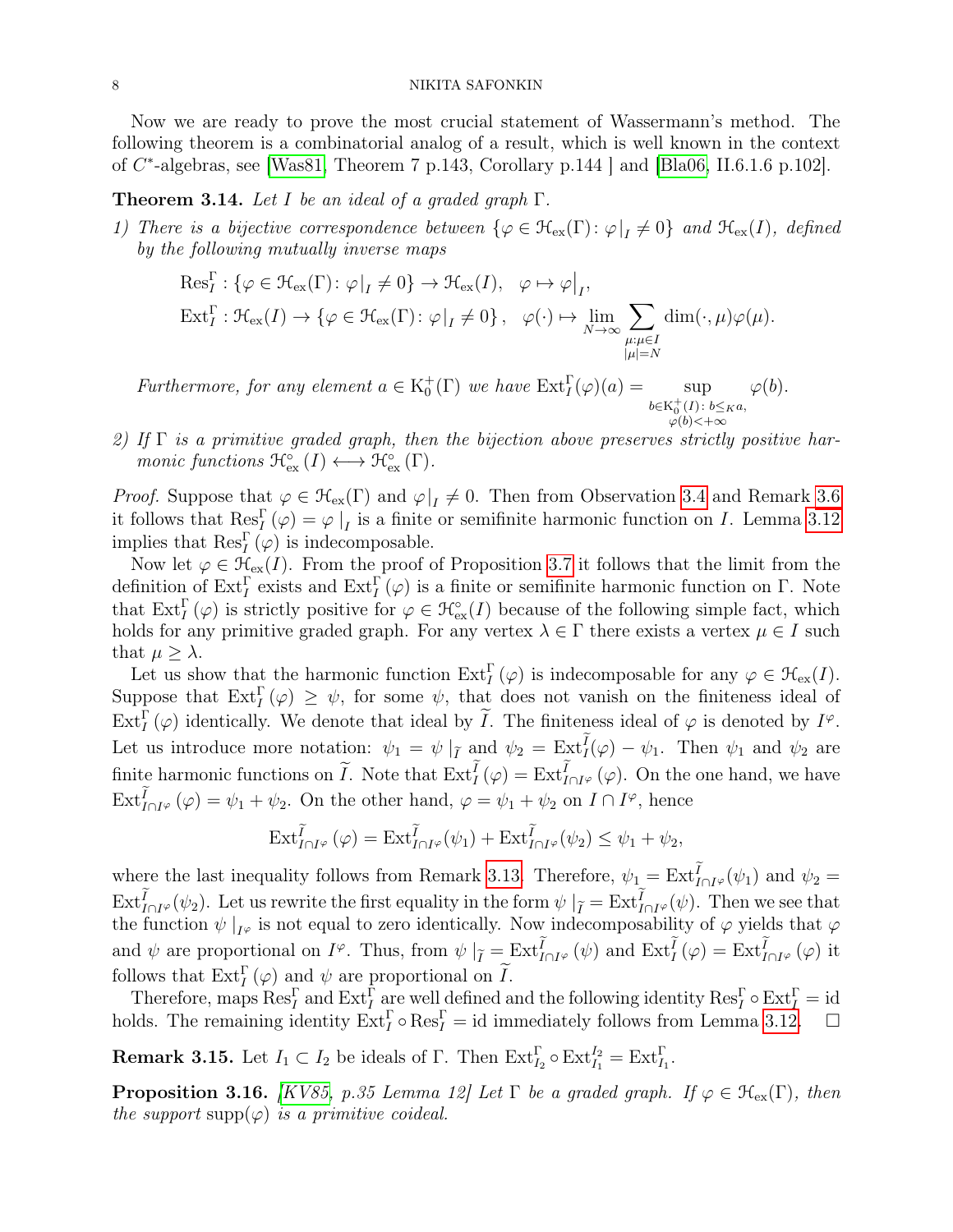Now we are ready to prove the most crucial statement of Wassermann's method. The following theorem is a combinatorial analog of a result, which is well known in the context of $C^*$-algebras, see [Was81, Theorem 7 p.143, Corollary p.144 ] and [Bla06, II.6.1.6 p.102].

**Theorem 3.14.** *Let $I$ be an ideal of a graded graph $\Gamma$.*

*1) There is a bijective correspondence between $\{\varphi \in \mathcal{H}_{\rm ex}(\Gamma)\colon \varphi|_I \neq 0\}$ and $\mathcal{H}_{\rm ex}(I)$, defined by the following mutually inverse maps*

$$\operatorname{Res}_I^\Gamma : \{\varphi \in \mathcal{H}_{\rm ex}(\Gamma)\colon \varphi|_I \neq 0\} \to \mathcal{H}_{\rm ex}(I), \quad \varphi \mapsto \varphi\big|_I,$$

$$\operatorname{Ext}_I^\Gamma : \mathcal{H}_{\rm ex}(I) \to \{\varphi \in \mathcal{H}_{\rm ex}(\Gamma)\colon \varphi|_I \neq 0\}, \quad \varphi(\cdot) \mapsto \lim_{N\to\infty} \sum_{\substack{\mu:\mu\in I\\ |\mu|=N}} \dim(\cdot,\mu)\varphi(\mu).$$

*Furthermore, for any element $a \in \mathrm{K}_0^+(\Gamma)$ we have $\operatorname{Ext}_I^\Gamma(\varphi)(a) = \sup\limits_{\substack{b\in \mathrm{K}_0^+(I)\colon b\leq_K a,\\ \varphi(b)<+\infty}} \varphi(b).$*

*2) If $\Gamma$ is a primitive graded graph, then the bijection above preserves strictly positive harmonic functions $\mathcal{H}^\circ_{\rm ex}(I) \longleftrightarrow \mathcal{H}^\circ_{\rm ex}(\Gamma)$.*

*Proof.* Suppose that $\varphi \in \mathcal{H}_{\rm ex}(\Gamma)$ and $\varphi|_I \neq 0$. Then from Observation 3.4 and Remark 3.6 it follows that $\operatorname{Res}_I^\Gamma(\varphi) = \varphi|_I$ is a finite or semifinite harmonic function on $I$. Lemma 3.12 implies that $\operatorname{Res}_I^\Gamma(\varphi)$ is indecomposable.

Now let $\varphi \in \mathcal{H}_{\rm ex}(I)$. From the proof of Proposition 3.7 it follows that the limit from the definition of $\operatorname{Ext}_I^\Gamma$ exists and $\operatorname{Ext}_I^\Gamma(\varphi)$ is a finite or semifinite harmonic function on $\Gamma$. Note that $\operatorname{Ext}_I^\Gamma(\varphi)$ is strictly positive for $\varphi \in \mathcal{H}^\circ_{\rm ex}(I)$ because of the following simple fact, which holds for any primitive graded graph. For any vertex $\lambda \in \Gamma$ there exists a vertex $\mu \in I$ such that $\mu \geq \lambda$.

Let us show that the harmonic function $\operatorname{Ext}_I^\Gamma(\varphi)$ is indecomposable for any $\varphi \in \mathcal{H}_{\rm ex}(I)$. Suppose that $\operatorname{Ext}_I^\Gamma(\varphi) \geq \psi$, for some $\psi$, that does not vanish on the finiteness ideal of $\operatorname{Ext}_I^\Gamma(\varphi)$ identically. We denote that ideal by $\widetilde{I}$. The finiteness ideal of $\varphi$ is denoted by $I^\varphi$. Let us introduce more notation: $\psi_1 = \psi|_{\widetilde{I}}$ and $\psi_2 = \operatorname{Ext}_I^{\widetilde{I}}(\varphi) - \psi_1$. Then $\psi_1$ and $\psi_2$ are finite harmonic functions on $\widetilde{I}$. Note that $\operatorname{Ext}_I^{\widetilde{I}}(\varphi) = \operatorname{Ext}_{I\cap I^\varphi}^{\widetilde{I}}(\varphi)$. On the one hand, we have $\operatorname{Ext}_{I\cap I^\varphi}^{\widetilde{I}}(\varphi) = \psi_1 + \psi_2$. On the other hand, $\varphi = \psi_1 + \psi_2$ on $I \cap I^\varphi$, hence

$$\operatorname{Ext}_{I\cap I^\varphi}^{\widetilde{I}}(\varphi) = \operatorname{Ext}_{I\cap I^\varphi}^{\widetilde{I}}(\psi_1) + \operatorname{Ext}_{I\cap I^\varphi}^{\widetilde{I}}(\psi_2) \leq \psi_1 + \psi_2,$$

where the last inequality follows from Remark 3.13. Therefore, $\psi_1 = \operatorname{Ext}_{I\cap I^\varphi}^{\widetilde{I}}(\psi_1)$ and $\psi_2 = \operatorname{Ext}_{I\cap I^\varphi}^{\widetilde{I}}(\psi_2)$. Let us rewrite the first equality in the form $\psi|_{\widetilde{I}} = \operatorname{Ext}_{I\cap I^\varphi}^{\widetilde{I}}(\psi)$. Then we see that the function $\psi|_{I^\varphi}$ is not equal to zero identically. Now indecomposability of $\varphi$ yields that $\varphi$ and $\psi$ are proportional on $I^\varphi$. Thus, from $\psi|_{\widetilde{I}} = \operatorname{Ext}_{I\cap I^\varphi}^{\widetilde{I}}(\psi)$ and $\operatorname{Ext}_I^{\widetilde{I}}(\varphi) = \operatorname{Ext}_{I\cap I^\varphi}^{\widetilde{I}}(\varphi)$ it follows that $\operatorname{Ext}_I^\Gamma(\varphi)$ and $\psi$ are proportional on $\widetilde{I}$.

Therefore, maps $\operatorname{Res}_I^\Gamma$ and $\operatorname{Ext}_I^\Gamma$ are well defined and the following identity $\operatorname{Res}_I^\Gamma \circ \operatorname{Ext}_I^\Gamma = \mathrm{id}$ holds. The remaining identity $\operatorname{Ext}_I^\Gamma \circ \operatorname{Res}_I^\Gamma = \mathrm{id}$ immediately follows from Lemma 3.12. $\square$

**Remark 3.15.** Let $I_1 \subset I_2$ be ideals of $\Gamma$. Then $\operatorname{Ext}_{I_2}^\Gamma \circ \operatorname{Ext}_{I_1}^{I_2} = \operatorname{Ext}_{I_1}^\Gamma$.

**Proposition 3.16.** *[KV85, p.35 Lemma 12] Let $\Gamma$ be a graded graph. If $\varphi \in \mathcal{H}_{\rm ex}(\Gamma)$, then the support $\operatorname{supp}(\varphi)$ is a primitive coideal.*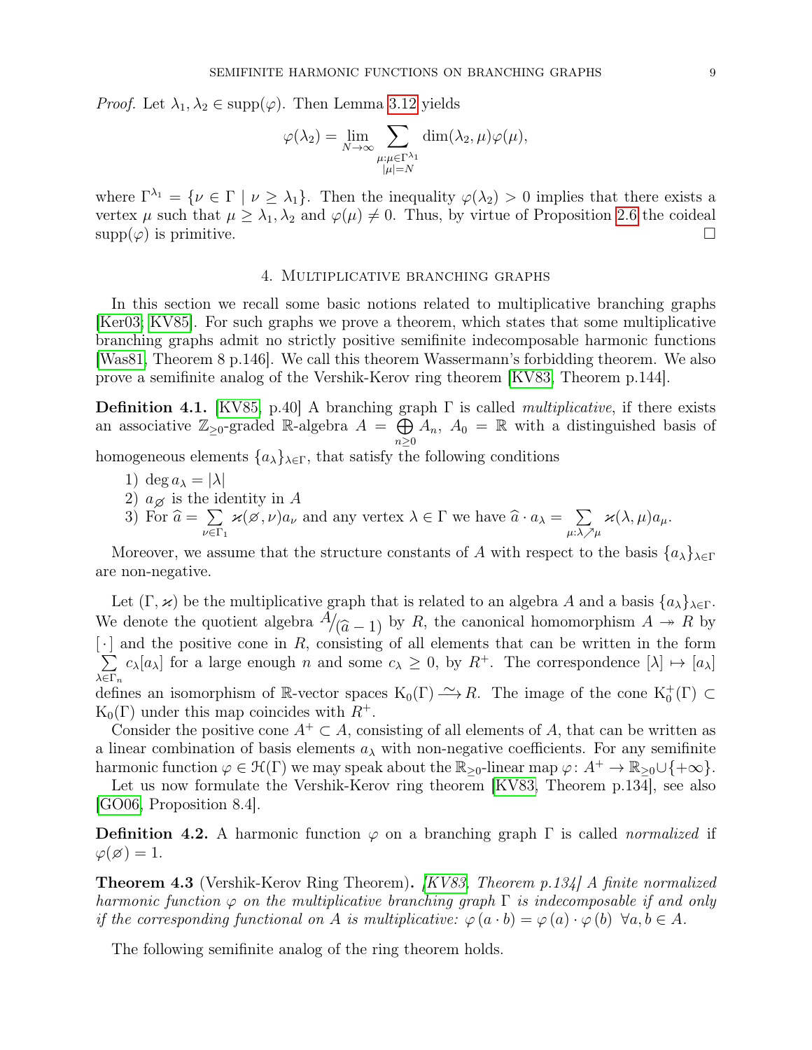*Proof.* Let $\lambda_1, \lambda_2 \in \mathrm{supp}(\varphi)$. Then Lemma 3.12 yields

$$\varphi(\lambda_2) = \lim_{N\to\infty} \sum_{\substack{\mu:\mu\in\Gamma^{\lambda_1}\\ |\mu|=N}} \dim(\lambda_2,\mu)\varphi(\mu),$$

where $\Gamma^{\lambda_1} = \{\nu \in \Gamma \mid \nu \geq \lambda_1\}$. Then the inequality $\varphi(\lambda_2) > 0$ implies that there exists a vertex $\mu$ such that $\mu \geq \lambda_1, \lambda_2$ and $\varphi(\mu) \neq 0$. Thus, by virtue of Proposition 2.6 the coideal $\mathrm{supp}(\varphi)$ is primitive. □

## 4. Multiplicative branching graphs

In this section we recall some basic notions related to multiplicative branching graphs [Ker03; KV85]. For such graphs we prove a theorem, which states that some multiplicative branching graphs admit no strictly positive semifinite indecomposable harmonic functions [Was81, Theorem 8 p.146]. We call this theorem Wassermann's forbidding theorem. We also prove a semifinite analog of the Vershik-Kerov ring theorem [KV83, Theorem p.144].

**Definition 4.1.** [KV85, p.40] A branching graph $\Gamma$ is called *multiplicative*, if there exists an associative $\mathbb{Z}_{\geq 0}$-graded $\mathbb{R}$-algebra $A = \bigoplus_{n\geq 0} A_n$, $A_0 = \mathbb{R}$ with a distinguished basis of homogeneous elements $\{a_\lambda\}_{\lambda\in\Gamma}$, that satisfy the following conditions

1) $\deg a_\lambda = |\lambda|$
2) $a_\varnothing$ is the identity in $A$
3) For $\widehat{a} = \sum_{\nu\in\Gamma_1} \varkappa(\varnothing,\nu)a_\nu$ and any vertex $\lambda \in \Gamma$ we have $\widehat{a}\cdot a_\lambda = \sum_{\mu:\lambda\nearrow\mu} \varkappa(\lambda,\mu)a_\mu$.

Moreover, we assume that the structure constants of $A$ with respect to the basis $\{a_\lambda\}_{\lambda\in\Gamma}$ are non-negative.

Let $(\Gamma, \varkappa)$ be the multiplicative graph that is related to an algebra $A$ and a basis $\{a_\lambda\}_{\lambda\in\Gamma}$. We denote the quotient algebra $A/(\widehat{a}-1)$ by $R$, the canonical homomorphism $A \twoheadrightarrow R$ by $[\,\cdot\,]$ and the positive cone in $R$, consisting of all elements that can be written in the form $\sum_{\lambda\in\Gamma_n} c_\lambda [a_\lambda]$ for a large enough $n$ and some $c_\lambda \geq 0$, by $R^+$. The correspondence $[\lambda] \mapsto [a_\lambda]$ defines an isomorphism of $\mathbb{R}$-vector spaces $\mathrm{K}_0(\Gamma) \xrightarrow{\sim} R$. The image of the cone $\mathrm{K}_0^+(\Gamma) \subset \mathrm{K}_0(\Gamma)$ under this map coincides with $R^+$.

Consider the positive cone $A^+ \subset A$, consisting of all elements of $A$, that can be written as a linear combination of basis elements $a_\lambda$ with non-negative coefficients. For any semifinite harmonic function $\varphi \in \mathcal{H}(\Gamma)$ we may speak about the $\mathbb{R}_{\geq 0}$-linear map $\varphi\colon A^+ \to \mathbb{R}_{\geq 0} \cup \{+\infty\}$.

Let us now formulate the Vershik-Kerov ring theorem [KV83, Theorem p.134], see also [GO06, Proposition 8.4].

**Definition 4.2.** A harmonic function $\varphi$ on a branching graph $\Gamma$ is called *normalized* if $\varphi(\varnothing) = 1$.

**Theorem 4.3** (Vershik-Kerov Ring Theorem)**.** *[KV83, Theorem p.134] A finite normalized harmonic function $\varphi$ on the multiplicative branching graph $\Gamma$ is indecomposable if and only if the corresponding functional on $A$ is multiplicative: $\varphi(a\cdot b) = \varphi(a)\cdot\varphi(b)$ $\forall a, b \in A$.*

The following semifinite analog of the ring theorem holds.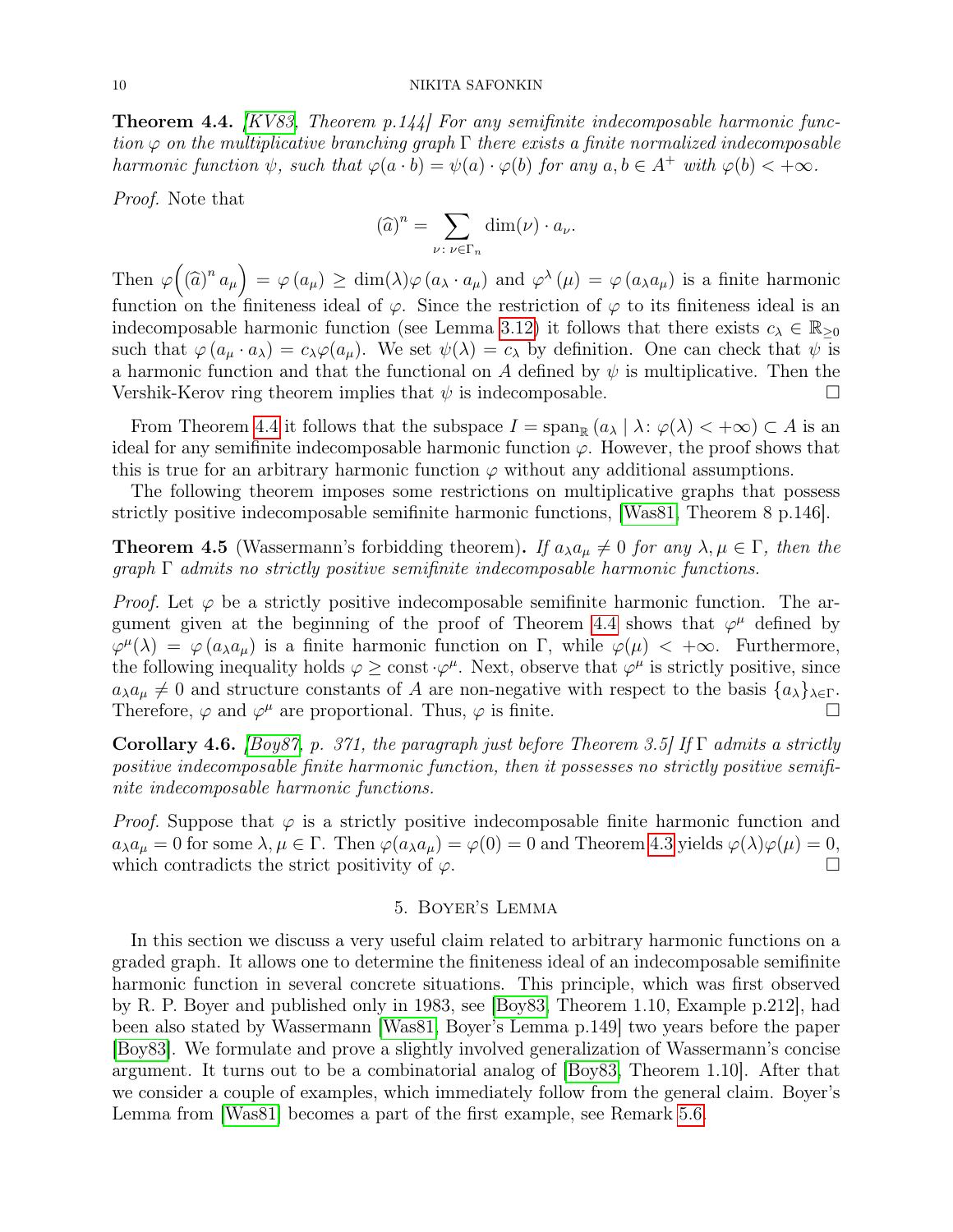**Theorem 4.4.** *[KV83, Theorem p.144] For any semifinite indecomposable harmonic function $\varphi$ on the multiplicative branching graph $\Gamma$ there exists a finite normalized indecomposable harmonic function $\psi$, such that $\varphi(a \cdot b) = \psi(a) \cdot \varphi(b)$ for any $a, b \in A^+$ with $\varphi(b) < +\infty$.*

*Proof.* Note that

$$(\widehat{a})^n = \sum_{\nu \colon \nu \in \Gamma_n} \dim(\nu) \cdot a_\nu.$$

Then $\varphi\Big((\widehat{a})^n a_\mu\Big) = \varphi(a_\mu) \geq \dim(\lambda)\varphi(a_\lambda \cdot a_\mu)$ and $\varphi^\lambda(\mu) = \varphi(a_\lambda a_\mu)$ is a finite harmonic function on the finiteness ideal of $\varphi$. Since the restriction of $\varphi$ to its finiteness ideal is an indecomposable harmonic function (see Lemma 3.12) it follows that there exists $c_\lambda \in \mathbb{R}_{\geq 0}$ such that $\varphi(a_\mu \cdot a_\lambda) = c_\lambda \varphi(a_\mu)$. We set $\psi(\lambda) = c_\lambda$ by definition. One can check that $\psi$ is a harmonic function and that the functional on $A$ defined by $\psi$ is multiplicative. Then the Vershik-Kerov ring theorem implies that $\psi$ is indecomposable. $\square$

From Theorem 4.4 it follows that the subspace $I = \operatorname{span}_{\mathbb{R}}(a_\lambda \mid \lambda \colon \varphi(\lambda) < +\infty) \subset A$ is an ideal for any semifinite indecomposable harmonic function $\varphi$. However, the proof shows that this is true for an arbitrary harmonic function $\varphi$ without any additional assumptions.

The following theorem imposes some restrictions on multiplicative graphs that possess strictly positive indecomposable semifinite harmonic functions, [Was81, Theorem 8 p.146].

**Theorem 4.5** (Wassermann's forbidding theorem)**.** *If $a_\lambda a_\mu \neq 0$ for any $\lambda, \mu \in \Gamma$, then the graph $\Gamma$ admits no strictly positive semifinite indecomposable harmonic functions.*

*Proof.* Let $\varphi$ be a strictly positive indecomposable semifinite harmonic function. The argument given at the beginning of the proof of Theorem 4.4 shows that $\varphi^\mu$ defined by $\varphi^\mu(\lambda) = \varphi(a_\lambda a_\mu)$ is a finite harmonic function on $\Gamma$, while $\varphi(\mu) < +\infty$. Furthermore, the following inequality holds $\varphi \geq \text{const} \cdot \varphi^\mu$. Next, observe that $\varphi^\mu$ is strictly positive, since $a_\lambda a_\mu \neq 0$ and structure constants of $A$ are non-negative with respect to the basis $\{a_\lambda\}_{\lambda \in \Gamma}$. Therefore, $\varphi$ and $\varphi^\mu$ are proportional. Thus, $\varphi$ is finite. $\square$

**Corollary 4.6.** *[Boy87, p. 371, the paragraph just before Theorem 3.5] If $\Gamma$ admits a strictly positive indecomposable finite harmonic function, then it possesses no strictly positive semifinite indecomposable harmonic functions.*

*Proof.* Suppose that $\varphi$ is a strictly positive indecomposable finite harmonic function and $a_\lambda a_\mu = 0$ for some $\lambda, \mu \in \Gamma$. Then $\varphi(a_\lambda a_\mu) = \varphi(0) = 0$ and Theorem 4.3 yields $\varphi(\lambda)\varphi(\mu) = 0$, which contradicts the strict positivity of $\varphi$. $\square$

## 5. Boyer's Lemma

In this section we discuss a very useful claim related to arbitrary harmonic functions on a graded graph. It allows one to determine the finiteness ideal of an indecomposable semifinite harmonic function in several concrete situations. This principle, which was first observed by R. P. Boyer and published only in 1983, see [Boy83, Theorem 1.10, Example p.212], had been also stated by Wassermann [Was81, Boyer's Lemma p.149] two years before the paper [Boy83]. We formulate and prove a slightly involved generalization of Wassermann's concise argument. It turns out to be a combinatorial analog of [Boy83, Theorem 1.10]. After that we consider a couple of examples, which immediately follow from the general claim. Boyer's Lemma from [Was81] becomes a part of the first example, see Remark 5.6.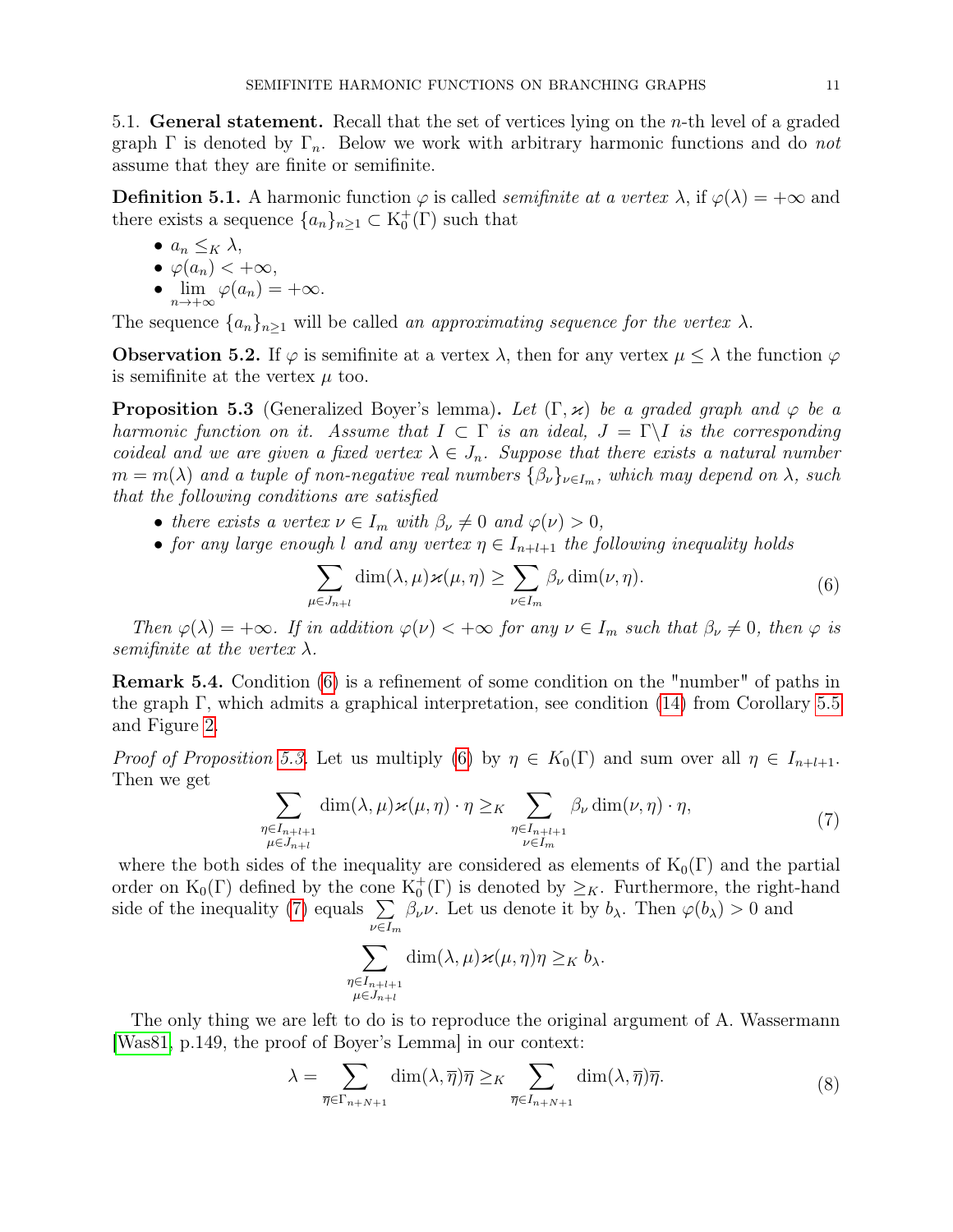5.1. **General statement.** Recall that the set of vertices lying on the $n$-th level of a graded graph $\Gamma$ is denoted by $\Gamma_n$. Below we work with arbitrary harmonic functions and do *not* assume that they are finite or semifinite.

**Definition 5.1.** A harmonic function $\varphi$ is called *semifinite at a vertex* $\lambda$, if $\varphi(\lambda) = +\infty$ and there exists a sequence $\{a_n\}_{n\geq 1} \subset \mathrm{K}_0^+(\Gamma)$ such that

- $a_n \leq_K \lambda$,
- $\varphi(a_n) < +\infty$,
- $\lim\limits_{n\to+\infty} \varphi(a_n) = +\infty$.

The sequence $\{a_n\}_{n\geq 1}$ will be called *an approximating sequence for the vertex* $\lambda$.

**Observation 5.2.** If $\varphi$ is semifinite at a vertex $\lambda$, then for any vertex $\mu \leq \lambda$ the function $\varphi$ is semifinite at the vertex $\mu$ too.

**Proposition 5.3** (Generalized Boyer's lemma)**.** *Let $(\Gamma, \varkappa)$ be a graded graph and $\varphi$ be a harmonic function on it. Assume that $I \subset \Gamma$ is an ideal, $J = \Gamma\backslash I$ is the corresponding coideal and we are given a fixed vertex $\lambda \in J_n$. Suppose that there exists a natural number $m = m(\lambda)$ and a tuple of non-negative real numbers $\{\beta_\nu\}_{\nu\in I_m}$, which may depend on $\lambda$, such that the following conditions are satisfied*

- *there exists a vertex $\nu \in I_m$ with $\beta_\nu \neq 0$ and $\varphi(\nu) > 0$,*
- *for any large enough $l$ and any vertex $\eta \in I_{n+l+1}$ the following inequality holds*

$$\sum_{\mu\in J_{n+l}} \dim(\lambda,\mu)\varkappa(\mu,\eta) \geq \sum_{\nu\in I_m} \beta_\nu \dim(\nu,\eta). \tag{6}$$

*Then $\varphi(\lambda) = +\infty$. If in addition $\varphi(\nu) < +\infty$ for any $\nu \in I_m$ such that $\beta_\nu \neq 0$, then $\varphi$ is semifinite at the vertex $\lambda$.*

**Remark 5.4.** Condition (6) is a refinement of some condition on the "number" of paths in the graph $\Gamma$, which admits a graphical interpretation, see condition (14) from Corollary 5.5 and Figure 2.

*Proof of Proposition 5.3.* Let us multiply (6) by $\eta \in K_0(\Gamma)$ and sum over all $\eta \in I_{n+l+1}$. Then we get

$$\sum_{\substack{\eta\in I_{n+l+1}\\ \mu\in J_{n+l}}} \dim(\lambda,\mu)\varkappa(\mu,\eta)\cdot\eta \geq_K \sum_{\substack{\eta\in I_{n+l+1}\\ \nu\in I_m}} \beta_\nu \dim(\nu,\eta)\cdot\eta, \tag{7}$$

where the both sides of the inequality are considered as elements of $\mathrm{K}_0(\Gamma)$ and the partial order on $\mathrm{K}_0(\Gamma)$ defined by the cone $\mathrm{K}_0^+(\Gamma)$ is denoted by $\geq_K$. Furthermore, the right-hand side of the inequality (7) equals $\sum\limits_{\nu\in I_m} \beta_\nu \nu$. Let us denote it by $b_\lambda$. Then $\varphi(b_\lambda) > 0$ and

$$\sum_{\substack{\eta\in I_{n+l+1}\\ \mu\in J_{n+l}}} \dim(\lambda,\mu)\varkappa(\mu,\eta)\eta \geq_K b_\lambda.$$

The only thing we are left to do is to reproduce the original argument of A. Wassermann [Was81, p.149, the proof of Boyer's Lemma] in our context:

$$\lambda = \sum_{\overline{\eta}\in\Gamma_{n+N+1}} \dim(\lambda,\overline{\eta})\overline{\eta} \geq_K \sum_{\overline{\eta}\in I_{n+N+1}} \dim(\lambda,\overline{\eta})\overline{\eta}. \tag{8}$$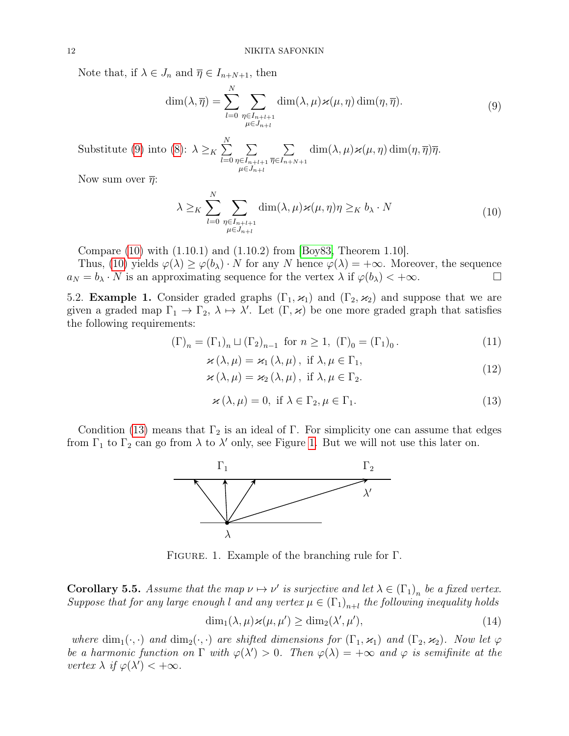Note that, if $\lambda \in J_n$ and $\overline{\eta} \in I_{n+N+1}$, then

$$\dim(\lambda, \overline{\eta}) = \sum_{l=0}^{N} \sum_{\substack{\eta \in I_{n+l+1} \\ \mu \in J_{n+l}}} \dim(\lambda, \mu) \varkappa(\mu, \eta) \dim(\eta, \overline{\eta}). \tag{9}$$

Substitute (9) into (8): $\lambda \geq_K \sum_{l=0}^{N} \sum_{\substack{\eta \in I_{n+l+1} \\ \mu \in J_{n+l}}} \sum_{\overline{\eta} \in I_{n+N+1}} \dim(\lambda, \mu) \varkappa(\mu, \eta) \dim(\eta, \overline{\eta}) \overline{\eta}$.

Now sum over $\overline{\eta}$:

$$\lambda \geq_K \sum_{l=0}^{N} \sum_{\substack{\eta \in I_{n+l+1} \\ \mu \in J_{n+l}}} \dim(\lambda, \mu) \varkappa(\mu, \eta) \eta \geq_K b_\lambda \cdot N \tag{10}$$

Compare (10) with (1.10.1) and (1.10.2) from [Boy83, Theorem 1.10].

Thus, (10) yields $\varphi(\lambda) \geq \varphi(b_\lambda) \cdot N$ for any $N$ hence $\varphi(\lambda) = +\infty$. Moreover, the sequence $a_N = b_\lambda \cdot N$ is an approximating sequence for the vertex $\lambda$ if $\varphi(b_\lambda) < +\infty$. $\square$

5.2. **Example 1.** Consider graded graphs $(\Gamma_1, \varkappa_1)$ and $(\Gamma_2, \varkappa_2)$ and suppose that we are given a graded map $\Gamma_1 \to \Gamma_2$, $\lambda \mapsto \lambda'$. Let $(\Gamma, \varkappa)$ be one more graded graph that satisfies the following requirements:

$$(\Gamma)_n = (\Gamma_1)_n \sqcup (\Gamma_2)_{n-1} \text{ for } n \geq 1, \ (\Gamma)_0 = (\Gamma_1)_0. \tag{11}$$

$$\begin{aligned} \varkappa(\lambda, \mu) &= \varkappa_1(\lambda, \mu), \text{ if } \lambda, \mu \in \Gamma_1, \\ \varkappa(\lambda, \mu) &= \varkappa_2(\lambda, \mu), \text{ if } \lambda, \mu \in \Gamma_2. \end{aligned} \tag{12}$$

$$\varkappa(\lambda, \mu) = 0, \text{ if } \lambda \in \Gamma_2, \mu \in \Gamma_1. \tag{13}$$

Condition (13) means that $\Gamma_2$ is an ideal of $\Gamma$. For simplicity one can assume that edges from $\Gamma_1$ to $\Gamma_2$ can go from $\lambda$ to $\lambda'$ only, see Figure 1. But we will not use this later on.

Figure. 1. Example of the branching rule for $\Gamma$.

**Corollary 5.5.** *Assume that the map $\nu \mapsto \nu'$ is surjective and let $\lambda \in (\Gamma_1)_n$ be a fixed vertex. Suppose that for any large enough $l$ and any vertex $\mu \in (\Gamma_1)_{n+l}$ the following inequality holds*

$$\dim_1(\lambda, \mu) \varkappa(\mu, \mu') \geq \dim_2(\lambda', \mu'), \tag{14}$$

*where $\dim_1(\cdot, \cdot)$ and $\dim_2(\cdot, \cdot)$ are shifted dimensions for $(\Gamma_1, \varkappa_1)$ and $(\Gamma_2, \varkappa_2)$. Now let $\varphi$ be a harmonic function on $\Gamma$ with $\varphi(\lambda') > 0$. Then $\varphi(\lambda) = +\infty$ and $\varphi$ is semifinite at the vertex $\lambda$ if $\varphi(\lambda') < +\infty$.*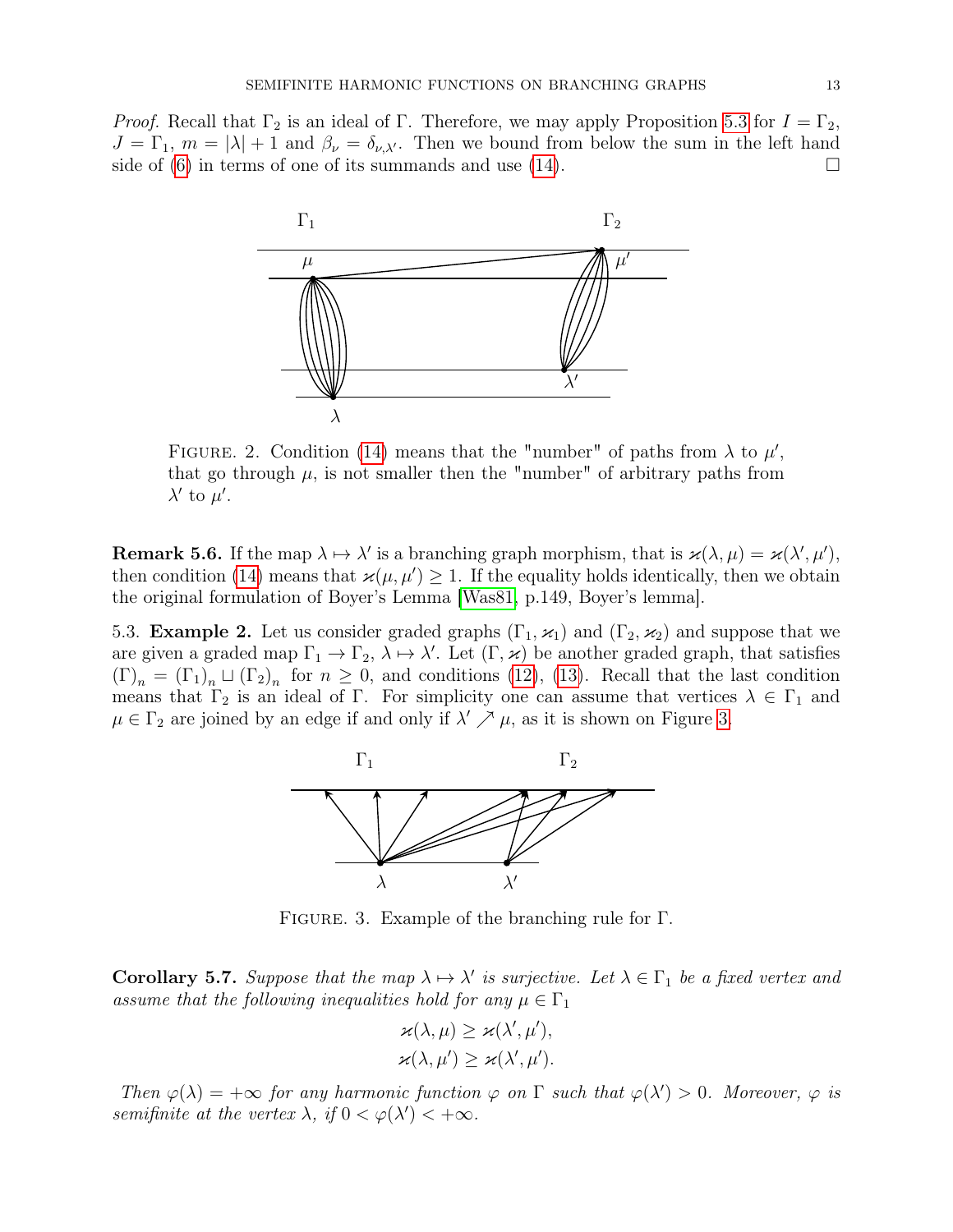*Proof.* Recall that $\Gamma_2$ is an ideal of $\Gamma$. Therefore, we may apply Proposition 5.3 for $I = \Gamma_2$, $J = \Gamma_1$, $m = |\lambda| + 1$ and $\beta_\nu = \delta_{\nu,\lambda'}$. Then we bound from below the sum in the left hand side of (6) in terms of one of its summands and use (14). $\square$

FIGURE. 2. Condition (14) means that the "number" of paths from $\lambda$ to $\mu'$, that go through $\mu$, is not smaller then the "number" of arbitrary paths from $\lambda'$ to $\mu'$.

**Remark 5.6.** If the map $\lambda \mapsto \lambda'$ is a branching graph morphism, that is $\varkappa(\lambda, \mu) = \varkappa(\lambda', \mu')$, then condition (14) means that $\varkappa(\mu, \mu') \geq 1$. If the equality holds identically, then we obtain the original formulation of Boyer's Lemma [Was81, p.149, Boyer's lemma].

5.3. **Example 2.** Let us consider graded graphs $(\Gamma_1, \varkappa_1)$ and $(\Gamma_2, \varkappa_2)$ and suppose that we are given a graded map $\Gamma_1 \to \Gamma_2$, $\lambda \mapsto \lambda'$. Let $(\Gamma, \varkappa)$ be another graded graph, that satisfies $(\Gamma)_n = (\Gamma_1)_n \sqcup (\Gamma_2)_n$ for $n \geq 0$, and conditions (12), (13). Recall that the last condition means that $\Gamma_2$ is an ideal of $\Gamma$. For simplicity one can assume that vertices $\lambda \in \Gamma_1$ and $\mu \in \Gamma_2$ are joined by an edge if and only if $\lambda' \nearrow \mu$, as it is shown on Figure 3.

FIGURE. 3. Example of the branching rule for $\Gamma$.

**Corollary 5.7.** *Suppose that the map $\lambda \mapsto \lambda'$ is surjective. Let $\lambda \in \Gamma_1$ be a fixed vertex and assume that the following inequalities hold for any $\mu \in \Gamma_1$*

$$\varkappa(\lambda, \mu) \geq \varkappa(\lambda', \mu'),$$
$$\varkappa(\lambda, \mu') \geq \varkappa(\lambda', \mu').$$

*Then $\varphi(\lambda) = +\infty$ for any harmonic function $\varphi$ on $\Gamma$ such that $\varphi(\lambda') > 0$. Moreover, $\varphi$ is semifinite at the vertex $\lambda$, if $0 < \varphi(\lambda') < +\infty$.*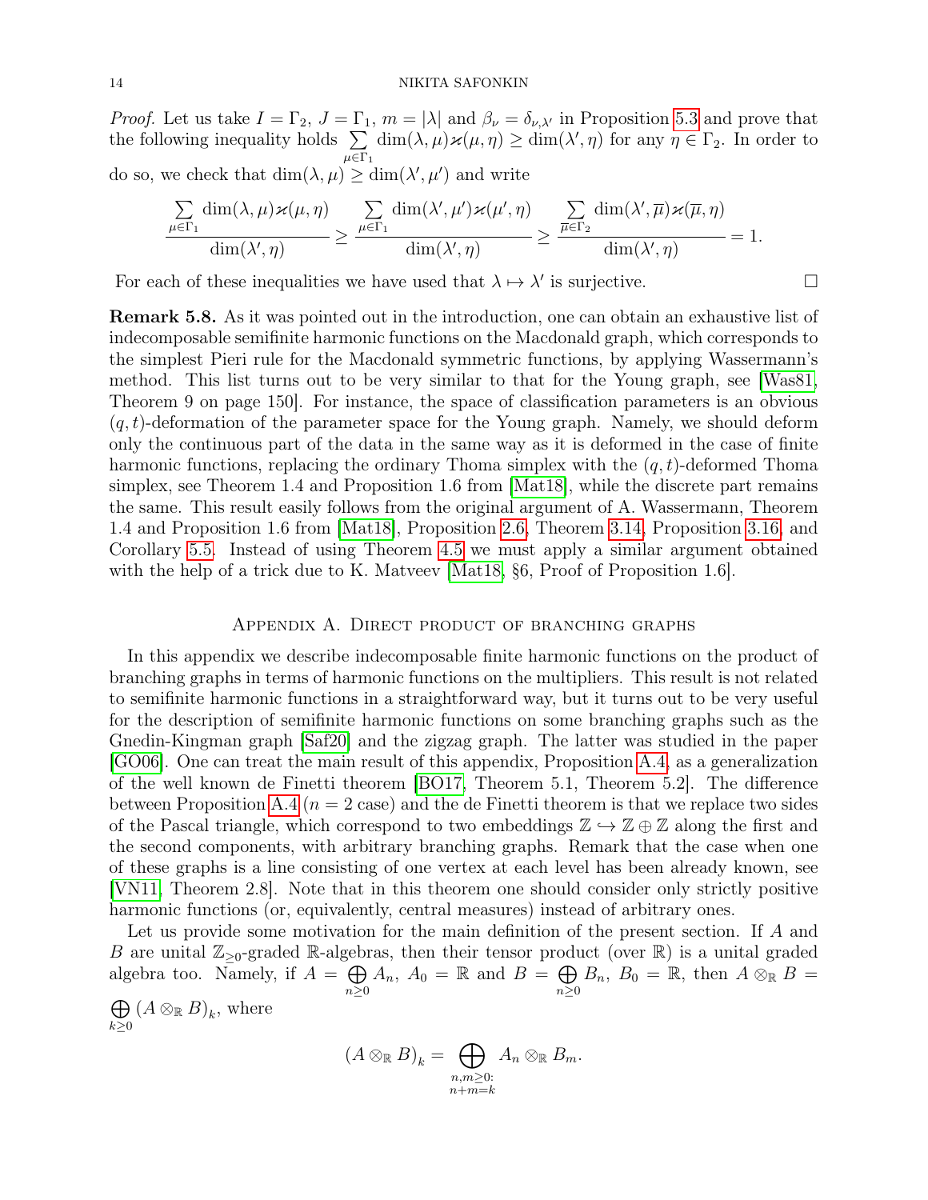*Proof.* Let us take $I = \Gamma_2$, $J = \Gamma_1$, $m = |\lambda|$ and $\beta_\nu = \delta_{\nu,\lambda'}$ in Proposition 5.3 and prove that the following inequality holds $\sum_{\mu\in\Gamma_1} \dim(\lambda,\mu)\varkappa(\mu,\eta) \geq \dim(\lambda',\eta)$ for any $\eta \in \Gamma_2$. In order to do so, we check that $\dim(\lambda,\mu) \geq \dim(\lambda',\mu')$ and write

$$\frac{\sum_{\mu\in\Gamma_1} \dim(\lambda,\mu)\varkappa(\mu,\eta)}{\dim(\lambda',\eta)} \geq \frac{\sum_{\mu\in\Gamma_1} \dim(\lambda',\mu')\varkappa(\mu',\eta)}{\dim(\lambda',\eta)} \geq \frac{\sum_{\overline{\mu}\in\Gamma_2} \dim(\lambda',\overline{\mu})\varkappa(\overline{\mu},\eta)}{\dim(\lambda',\eta)} = 1.$$

For each of these inequalities we have used that $\lambda \mapsto \lambda'$ is surjective. □

**Remark 5.8.** As it was pointed out in the introduction, one can obtain an exhaustive list of indecomposable semifinite harmonic functions on the Macdonald graph, which corresponds to the simplest Pieri rule for the Macdonald symmetric functions, by applying Wassermann's method. This list turns out to be very similar to that for the Young graph, see [Was81, Theorem 9 on page 150]. For instance, the space of classification parameters is an obvious $(q,t)$-deformation of the parameter space for the Young graph. Namely, we should deform only the continuous part of the data in the same way as it is deformed in the case of finite harmonic functions, replacing the ordinary Thoma simplex with the $(q,t)$-deformed Thoma simplex, see Theorem 1.4 and Proposition 1.6 from [Mat18], while the discrete part remains the same. This result easily follows from the original argument of A. Wassermann, Theorem 1.4 and Proposition 1.6 from [Mat18], Proposition 2.6, Theorem 3.14, Proposition 3.16, and Corollary 5.5. Instead of using Theorem 4.5 we must apply a similar argument obtained with the help of a trick due to K. Matveev [Mat18, §6, Proof of Proposition 1.6].

## Appendix A. Direct product of branching graphs

In this appendix we describe indecomposable finite harmonic functions on the product of branching graphs in terms of harmonic functions on the multipliers. This result is not related to semifinite harmonic functions in a straightforward way, but it turns out to be very useful for the description of semifinite harmonic functions on some branching graphs such as the Gnedin-Kingman graph [Saf20] and the zigzag graph. The latter was studied in the paper [GO06]. One can treat the main result of this appendix, Proposition A.4, as a generalization of the well known de Finetti theorem [BO17, Theorem 5.1, Theorem 5.2]. The difference between Proposition A.4 ($n = 2$ case) and the de Finetti theorem is that we replace two sides of the Pascal triangle, which correspond to two embeddings $\mathbb{Z} \hookrightarrow \mathbb{Z} \oplus \mathbb{Z}$ along the first and the second components, with arbitrary branching graphs. Remark that the case when one of these graphs is a line consisting of one vertex at each level has been already known, see [VN11, Theorem 2.8]. Note that in this theorem one should consider only strictly positive harmonic functions (or, equivalently, central measures) instead of arbitrary ones.

Let us provide some motivation for the main definition of the present section. If $A$ and $B$ are unital $\mathbb{Z}_{\geq 0}$-graded $\mathbb{R}$-algebras, then their tensor product (over $\mathbb{R}$) is a unital graded algebra too. Namely, if $A = \bigoplus_{n\geq 0} A_n$, $A_0 = \mathbb{R}$ and $B = \bigoplus_{n\geq 0} B_n$, $B_0 = \mathbb{R}$, then $A \otimes_{\mathbb{R}} B = \bigoplus_{k\geq 0} (A \otimes_{\mathbb{R}} B)_k$, where

$$(A \otimes_{\mathbb{R}} B)_k = \bigoplus_{\substack{n,m\geq 0: \\ n+m=k}} A_n \otimes_{\mathbb{R}} B_m.$$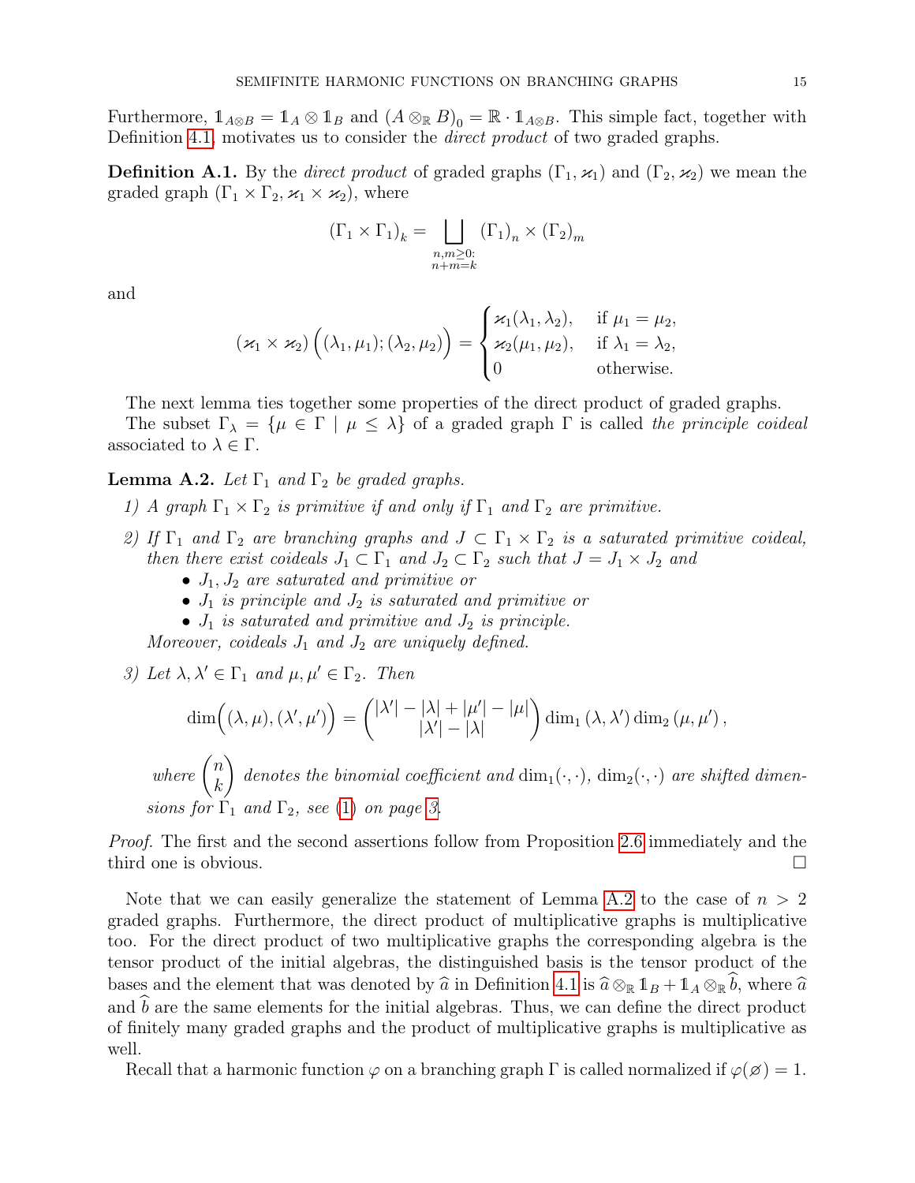Furthermore, $\mathbb{1}_{A\otimes B} = \mathbb{1}_A \otimes \mathbb{1}_B$ and $(A \otimes_{\mathbb{R}} B)_0 = \mathbb{R} \cdot \mathbb{1}_{A\otimes B}$. This simple fact, together with Definition 4.1, motivates us to consider the *direct product* of two graded graphs.

**Definition A.1.** By the *direct product* of graded graphs $(\Gamma_1, \varkappa_1)$ and $(\Gamma_2, \varkappa_2)$ we mean the graded graph $(\Gamma_1 \times \Gamma_2, \varkappa_1 \times \varkappa_2)$, where

$$(\Gamma_1 \times \Gamma_1)_k = \bigsqcup_{\substack{n,m\geq 0:\\ n+m=k}} (\Gamma_1)_n \times (\Gamma_2)_m$$

and

$$(\varkappa_1 \times \varkappa_2)\Big((\lambda_1, \mu_1); (\lambda_2, \mu_2)\Big) = \begin{cases} \varkappa_1(\lambda_1, \lambda_2), & \text{if } \mu_1 = \mu_2,\\ \varkappa_2(\mu_1, \mu_2), & \text{if } \lambda_1 = \lambda_2,\\ 0 & \text{otherwise.}\end{cases}$$

The next lemma ties together some properties of the direct product of graded graphs.

The subset $\Gamma_\lambda = \{\mu \in \Gamma \mid \mu \leq \lambda\}$ of a graded graph $\Gamma$ is called *the principle coideal* associated to $\lambda \in \Gamma$.

**Lemma A.2.** *Let $\Gamma_1$ and $\Gamma_2$ be graded graphs.*

*1) A graph $\Gamma_1 \times \Gamma_2$ is primitive if and only if $\Gamma_1$ and $\Gamma_2$ are primitive.*

*2) If $\Gamma_1$ and $\Gamma_2$ are branching graphs and $J \subset \Gamma_1 \times \Gamma_2$ is a saturated primitive coideal, then there exist coideals $J_1 \subset \Gamma_1$ and $J_2 \subset \Gamma_2$ such that $J = J_1 \times J_2$ and*
- *$J_1, J_2$ are saturated and primitive or*
- *$J_1$ is principle and $J_2$ is saturated and primitive or*
- *$J_1$ is saturated and primitive and $J_2$ is principle.*

*Moreover, coideals $J_1$ and $J_2$ are uniquely defined.*

*3) Let $\lambda, \lambda' \in \Gamma_1$ and $\mu, \mu' \in \Gamma_2$. Then*

$$\dim\Big((\lambda, \mu), (\lambda', \mu')\Big) = \binom{|\lambda'| - |\lambda| + |\mu'| - |\mu|}{|\lambda'| - |\lambda|} \dim_1(\lambda, \lambda') \dim_2(\mu, \mu'),$$

*where $\binom{n}{k}$ denotes the binomial coefficient and $\dim_1(\cdot,\cdot)$, $\dim_2(\cdot,\cdot)$ are shifted dimensions for $\Gamma_1$ and $\Gamma_2$, see (1) on page 3.*

*Proof.* The first and the second assertions follow from Proposition 2.6 immediately and the third one is obvious. □

Note that we can easily generalize the statement of Lemma A.2 to the case of $n > 2$ graded graphs. Furthermore, the direct product of multiplicative graphs is multiplicative too. For the direct product of two multiplicative graphs the corresponding algebra is the tensor product of the initial algebras, the distinguished basis is the tensor product of the bases and the element that was denoted by $\widehat{a}$ in Definition 4.1 is $\widehat{a} \otimes_{\mathbb{R}} \mathbb{1}_B + \mathbb{1}_A \otimes_{\mathbb{R}} \widehat{b}$, where $\widehat{a}$ and $\widehat{b}$ are the same elements for the initial algebras. Thus, we can define the direct product of finitely many graded graphs and the product of multiplicative graphs is multiplicative as well.

Recall that a harmonic function $\varphi$ on a branching graph $\Gamma$ is called normalized if $\varphi(\varnothing) = 1$.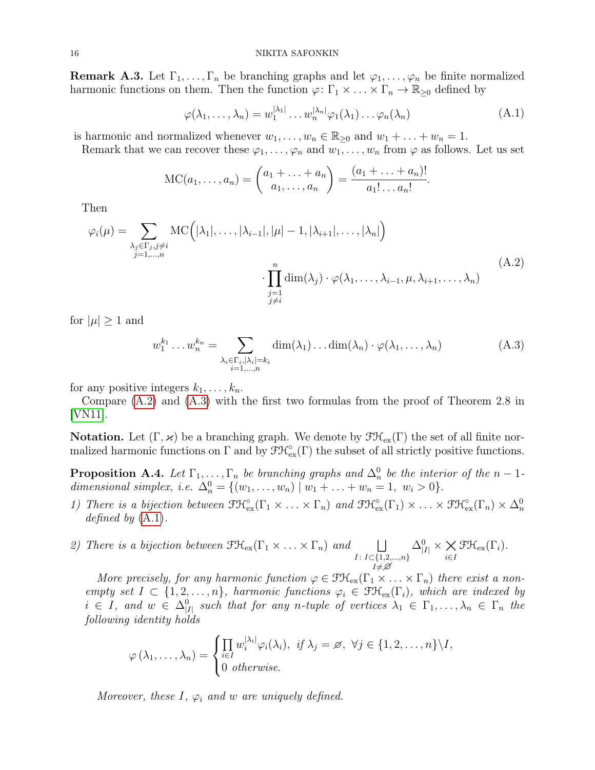**Remark A.3.** Let $\Gamma_1, \ldots, \Gamma_n$ be branching graphs and let $\varphi_1, \ldots, \varphi_n$ be finite normalized harmonic functions on them. Then the function $\varphi\colon \Gamma_1 \times \ldots \times \Gamma_n \to \mathbb{R}_{\geq 0}$ defined by

$$\varphi(\lambda_1, \ldots, \lambda_n) = w_1^{|\lambda_1|} \ldots w_n^{|\lambda_n|} \varphi_1(\lambda_1) \ldots \varphi_n(\lambda_n) \tag{A.1}$$

is harmonic and normalized whenever $w_1, \ldots, w_n \in \mathbb{R}_{\geq 0}$ and $w_1 + \ldots + w_n = 1$.

Remark that we can recover these $\varphi_1, \ldots, \varphi_n$ and $w_1, \ldots, w_n$ from $\varphi$ as follows. Let us set

$$\mathrm{MC}(a_1, \ldots, a_n) = \binom{a_1 + \ldots + a_n}{a_1, \ldots, a_n} = \frac{(a_1 + \ldots + a_n)!}{a_1! \ldots a_n!}.$$

Then

$$\begin{aligned}\varphi_i(\mu) = \sum_{\substack{\lambda_j \in \Gamma_j, j \neq i \\ j=1,\ldots,n}} &\mathrm{MC}\Big(|\lambda_1|, \ldots, |\lambda_{i-1}|, |\mu| - 1, |\lambda_{i+1}|, \ldots, |\lambda_n|\Big) \\ &\cdot \prod_{\substack{j=1 \\ j \neq i}}^{n} \dim(\lambda_j) \cdot \varphi(\lambda_1, \ldots, \lambda_{i-1}, \mu, \lambda_{i+1}, \ldots, \lambda_n)\end{aligned} \tag{A.2}$$

for $|\mu| \geq 1$ and

$$w_1^{k_1} \ldots w_n^{k_n} = \sum_{\substack{\lambda_i \in \Gamma_i, |\lambda_i| = k_i \\ i=1,\ldots,n}} \dim(\lambda_1) \ldots \dim(\lambda_n) \cdot \varphi(\lambda_1, \ldots, \lambda_n) \tag{A.3}$$

for any positive integers $k_1, \ldots, k_n$.

Compare (A.2) and (A.3) with the first two formulas from the proof of Theorem 2.8 in [VN11].

**Notation.** Let $(\Gamma, \varkappa)$ be a branching graph. We denote by $\mathcal{FH}_{\mathrm{ex}}(\Gamma)$ the set of all finite normalized harmonic functions on $\Gamma$ and by $\mathcal{FH}^{\circ}_{\mathrm{ex}}(\Gamma)$ the subset of all strictly positive functions.

**Proposition A.4.** *Let $\Gamma_1, \ldots, \Gamma_n$ be branching graphs and $\Delta_n^0$ be the interior of the $n-1$-dimensional simplex, i.e. $\Delta_n^0 = \{(w_1, \ldots, w_n) \mid w_1 + \ldots + w_n = 1,\ w_i > 0\}$.*

1) *There is a bijection between $\mathcal{FH}^{\circ}_{\mathrm{ex}}(\Gamma_1 \times \ldots \times \Gamma_n)$ and $\mathcal{FH}^{\circ}_{\mathrm{ex}}(\Gamma_1) \times \ldots \times \mathcal{FH}^{\circ}_{\mathrm{ex}}(\Gamma_n) \times \Delta_n^0$ defined by (A.1).*

2) *There is a bijection between $\mathcal{FH}_{\mathrm{ex}}(\Gamma_1 \times \ldots \times \Gamma_n)$ and $\displaystyle\bigsqcup_{\substack{I\colon I \subset \{1,2,\ldots,n\} \\ I \neq \varnothing}} \Delta^0_{|I|} \times \bigtimes_{i \in I} \mathcal{FH}_{\mathrm{ex}}(\Gamma_i)$.*

   *More precisely, for any harmonic function $\varphi \in \mathcal{FH}_{\mathrm{ex}}(\Gamma_1 \times \ldots \times \Gamma_n)$ there exist a non-empty set $I \subset \{1, 2, \ldots, n\}$, harmonic functions $\varphi_i \in \mathcal{FH}_{\mathrm{ex}}(\Gamma_i)$, which are indexed by $i \in I$, and $w \in \Delta^0_{|I|}$ such that for any $n$-tuple of vertices $\lambda_1 \in \Gamma_1, \ldots, \lambda_n \in \Gamma_n$ the following identity holds*

$$\varphi(\lambda_1, \ldots, \lambda_n) = \begin{cases} \prod_{i \in I} w_i^{|\lambda_i|} \varphi_i(\lambda_i), & \text{if } \lambda_j = \varnothing,\ \forall j \in \{1, 2, \ldots, n\} \backslash I, \\ 0 & \text{otherwise.} \end{cases}$$

   *Moreover, these $I$, $\varphi_i$ and $w$ are uniquely defined.*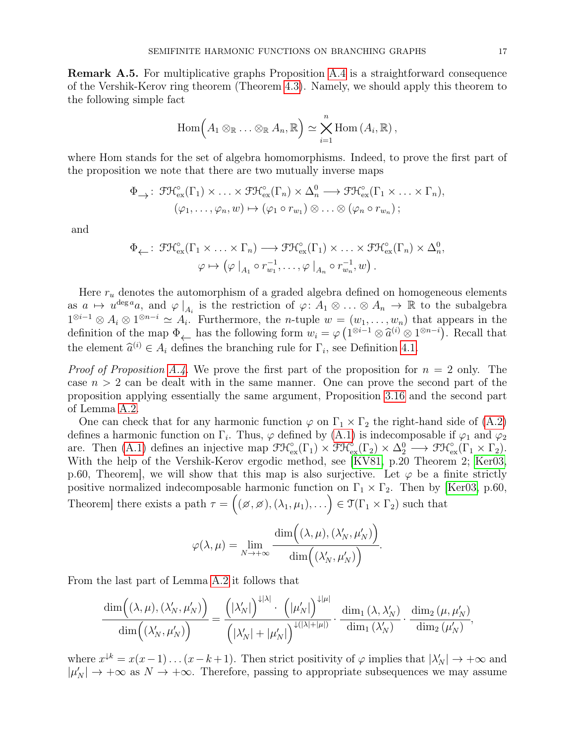**Remark A.5.** For multiplicative graphs Proposition A.4 is a straightforward consequence of the Vershik-Kerov ring theorem (Theorem 4.3). Namely, we should apply this theorem to the following simple fact

$$\operatorname{Hom}\Big(A_1 \otimes_{\mathbb{R}} \ldots \otimes_{\mathbb{R}} A_n, \mathbb{R}\Big) \simeq \bigtimes_{i=1}^{n} \operatorname{Hom}(A_i, \mathbb{R}),$$

where Hom stands for the set of algebra homomorphisms. Indeed, to prove the first part of the proposition we note that there are two mutually inverse maps

$$\Phi_{\rightarrow} \colon \mathcal{FH}^{\circ}_{\text{ex}}(\Gamma_1) \times \ldots \times \mathcal{FH}^{\circ}_{\text{ex}}(\Gamma_n) \times \Delta^0_n \longrightarrow \mathcal{FH}^{\circ}_{\text{ex}}(\Gamma_1 \times \ldots \times \Gamma_n),$$
$$(\varphi_1, \ldots, \varphi_n, w) \mapsto (\varphi_1 \circ r_{w_1}) \otimes \ldots \otimes (\varphi_n \circ r_{w_n});$$

and

$$\Phi_{\leftarrow} \colon \mathcal{FH}^{\circ}_{\text{ex}}(\Gamma_1 \times \ldots \times \Gamma_n) \longrightarrow \mathcal{FH}^{\circ}_{\text{ex}}(\Gamma_1) \times \ldots \times \mathcal{FH}^{\circ}_{\text{ex}}(\Gamma_n) \times \Delta^0_n,$$
$$\varphi \mapsto \left(\varphi\,|_{A_1} \circ r^{-1}_{w_1}, \ldots, \varphi\,|_{A_n} \circ r^{-1}_{w_n}, w\right).$$

Here $r_u$ denotes the automorphism of a graded algebra defined on homogeneous elements as $a \mapsto u^{\deg a} a$, and $\varphi\,|_{A_i}$ is the restriction of $\varphi \colon A_1 \otimes \ldots \otimes A_n \to \mathbb{R}$ to the subalgebra $1^{\otimes i-1} \otimes A_i \otimes 1^{\otimes n-i} \simeq A_i$. Furthermore, the $n$-tuple $w = (w_1, \ldots, w_n)$ that appears in the definition of the map $\Phi_{\leftarrow}$ has the following form $w_i = \varphi\left(1^{\otimes i-1} \otimes \widehat{a}^{(i)} \otimes 1^{\otimes n-i}\right)$. Recall that the element $\widehat{a}^{(i)} \in A_i$ defines the branching rule for $\Gamma_i$, see Definition 4.1.

*Proof of Proposition A.4.* We prove the first part of the proposition for $n = 2$ only. The case $n > 2$ can be dealt with in the same manner. One can prove the second part of the proposition applying essentially the same argument, Proposition 3.16 and the second part of Lemma A.2.

One can check that for any harmonic function $\varphi$ on $\Gamma_1 \times \Gamma_2$ the right-hand side of (A.2) defines a harmonic function on $\Gamma_i$. Thus, $\varphi$ defined by (A.1) is indecomposable if $\varphi_1$ and $\varphi_2$ are. Then (A.1) defines an injective map $\mathcal{FH}^{\circ}_{\text{ex}}(\Gamma_1) \times \mathcal{FH}^{\circ}_{\text{ex}}(\Gamma_2) \times \Delta^0_2 \longrightarrow \mathcal{FH}^{\circ}_{\text{ex}}(\Gamma_1 \times \Gamma_2)$. With the help of the Vershik-Kerov ergodic method, see [KV81, p.20 Theorem 2; Ker03, p.60, Theorem], we will show that this map is also surjective. Let $\varphi$ be a finite strictly positive normalized indecomposable harmonic function on $\Gamma_1 \times \Gamma_2$. Then by [Ker03, p.60, Theorem] there exists a path $\tau = \Big((\varnothing, \varnothing), (\lambda_1, \mu_1), \ldots\Big) \in \mathcal{T}(\Gamma_1 \times \Gamma_2)$ such that

$$\varphi(\lambda, \mu) = \lim_{N \to +\infty} \frac{\dim\Big((\lambda, \mu), (\lambda'_N, \mu'_N)\Big)}{\dim\Big((\lambda'_N, \mu'_N)\Big)}.$$

From the last part of Lemma A.2 it follows that

$$\frac{\dim\Big((\lambda, \mu), (\lambda'_N, \mu'_N)\Big)}{\dim\Big((\lambda'_N, \mu'_N)\Big)} = \frac{\Big(|\lambda'_N|\Big)^{\downarrow|\lambda|} \cdot \Big(|\mu'_N|\Big)^{\downarrow|\mu|}}{\Big(|\lambda'_N| + |\mu'_N|\Big)^{\downarrow(|\lambda|+|\mu|)}} \cdot \frac{\dim_1(\lambda, \lambda'_N)}{\dim_1(\lambda'_N)} \cdot \frac{\dim_2(\mu, \mu'_N)}{\dim_2(\mu'_N)},$$

where $x^{\downarrow k} = x(x-1)\ldots(x-k+1)$. Then strict positivity of $\varphi$ implies that $|\lambda'_N| \to +\infty$ and $|\mu'_N| \to +\infty$ as $N \to +\infty$. Therefore, passing to appropriate subsequences we may assume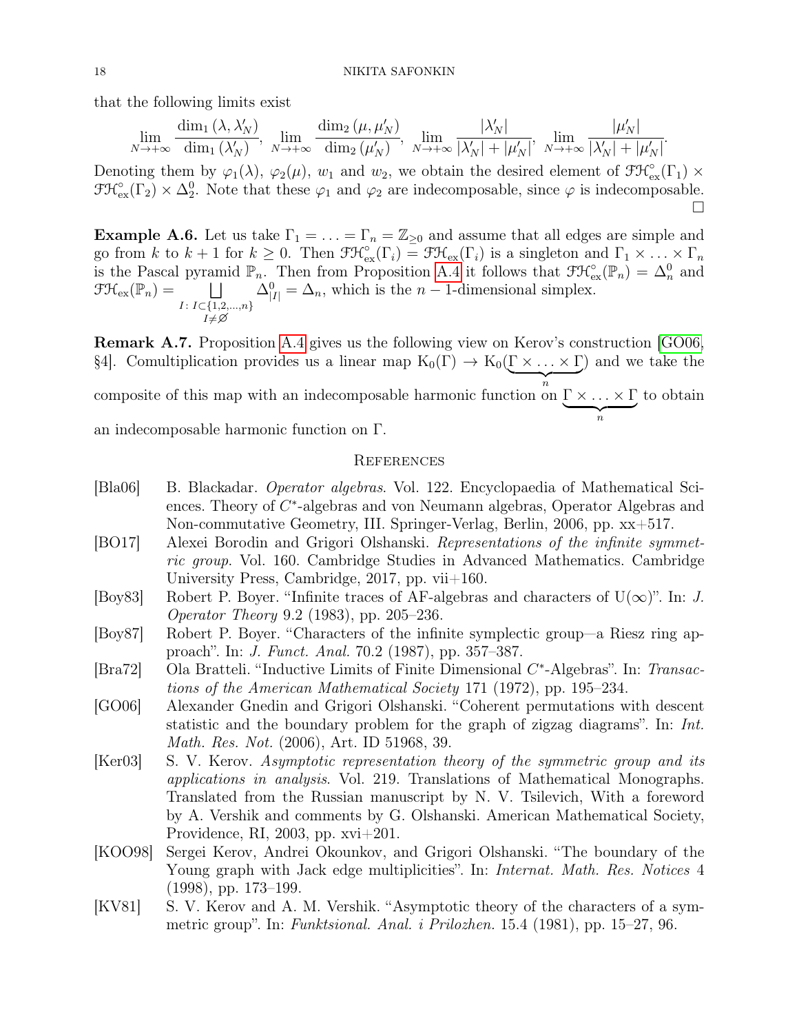that the following limits exist

$$\lim_{N\to+\infty} \frac{\dim_1(\lambda, \lambda'_N)}{\dim_1(\lambda'_N)}, \ \lim_{N\to+\infty} \frac{\dim_2(\mu, \mu'_N)}{\dim_2(\mu'_N)}, \ \lim_{N\to+\infty} \frac{|\lambda'_N|}{|\lambda'_N| + |\mu'_N|}, \ \lim_{N\to+\infty} \frac{|\mu'_N|}{|\lambda'_N| + |\mu'_N|}.$$

Denoting them by $\varphi_1(\lambda)$, $\varphi_2(\mu)$, $w_1$ and $w_2$, we obtain the desired element of $\mathcal{FH}^\circ_{\mathrm{ex}}(\Gamma_1) \times \mathcal{FH}^\circ_{\mathrm{ex}}(\Gamma_2) \times \Delta^0_2$. Note that these $\varphi_1$ and $\varphi_2$ are indecomposable, since $\varphi$ is indecomposable. □

**Example A.6.** Let us take $\Gamma_1 = \ldots = \Gamma_n = \mathbb{Z}_{\geq 0}$ and assume that all edges are simple and go from $k$ to $k+1$ for $k \geq 0$. Then $\mathcal{FH}^\circ_{\mathrm{ex}}(\Gamma_i) = \mathcal{FH}_{\mathrm{ex}}(\Gamma_i)$ is a singleton and $\Gamma_1 \times \ldots \times \Gamma_n$ is the Pascal pyramid $\mathbb{P}_n$. Then from Proposition A.4 it follows that $\mathcal{FH}^\circ_{\mathrm{ex}}(\mathbb{P}_n) = \Delta^0_n$ and $\mathcal{FH}_{\mathrm{ex}}(\mathbb{P}_n) = \bigsqcup_{\substack{I:\, I\subset\{1,2,\ldots,n\} \\ I\neq\varnothing}} \Delta^0_{|I|} = \Delta_n$, which is the $n-1$-dimensional simplex.

**Remark A.7.** Proposition A.4 gives us the following view on Kerov's construction [GO06, §4]. Comultiplication provides us a linear map $\mathrm{K}_0(\Gamma) \to \mathrm{K}_0(\underbrace{\Gamma \times \ldots \times \Gamma}_{n})$ and we take the composite of this map with an indecomposable harmonic function on $\underbrace{\Gamma \times \ldots \times \Gamma}_{n}$ to obtain an indecomposable harmonic function on $\Gamma$.

## References

[Bla06] B. Blackadar. *Operator algebras*. Vol. 122. Encyclopaedia of Mathematical Sciences. Theory of $C^*$-algebras and von Neumann algebras, Operator Algebras and Non-commutative Geometry, III. Springer-Verlag, Berlin, 2006, pp. xx+517.

[BO17] Alexei Borodin and Grigori Olshanski. *Representations of the infinite symmetric group*. Vol. 160. Cambridge Studies in Advanced Mathematics. Cambridge University Press, Cambridge, 2017, pp. vii+160.

[Boy83] Robert P. Boyer. "Infinite traces of AF-algebras and characters of $\mathrm{U}(\infty)$". In: *J. Operator Theory* 9.2 (1983), pp. 205–236.

[Boy87] Robert P. Boyer. "Characters of the infinite symplectic group—a Riesz ring approach". In: *J. Funct. Anal.* 70.2 (1987), pp. 357–387.

[Bra72] Ola Bratteli. "Inductive Limits of Finite Dimensional $C^*$-Algebras". In: *Transactions of the American Mathematical Society* 171 (1972), pp. 195–234.

[GO06] Alexander Gnedin and Grigori Olshanski. "Coherent permutations with descent statistic and the boundary problem for the graph of zigzag diagrams". In: *Int. Math. Res. Not.* (2006), Art. ID 51968, 39.

[Ker03] S. V. Kerov. *Asymptotic representation theory of the symmetric group and its applications in analysis*. Vol. 219. Translations of Mathematical Monographs. Translated from the Russian manuscript by N. V. Tsilevich, With a foreword by A. Vershik and comments by G. Olshanski. American Mathematical Society, Providence, RI, 2003, pp. xvi+201.

[KOO98] Sergei Kerov, Andrei Okounkov, and Grigori Olshanski. "The boundary of the Young graph with Jack edge multiplicities". In: *Internat. Math. Res. Notices* 4 (1998), pp. 173–199.

[KV81] S. V. Kerov and A. M. Vershik. "Asymptotic theory of the characters of a symmetric group". In: *Funktsional. Anal. i Prilozhen.* 15.4 (1981), pp. 15–27, 96.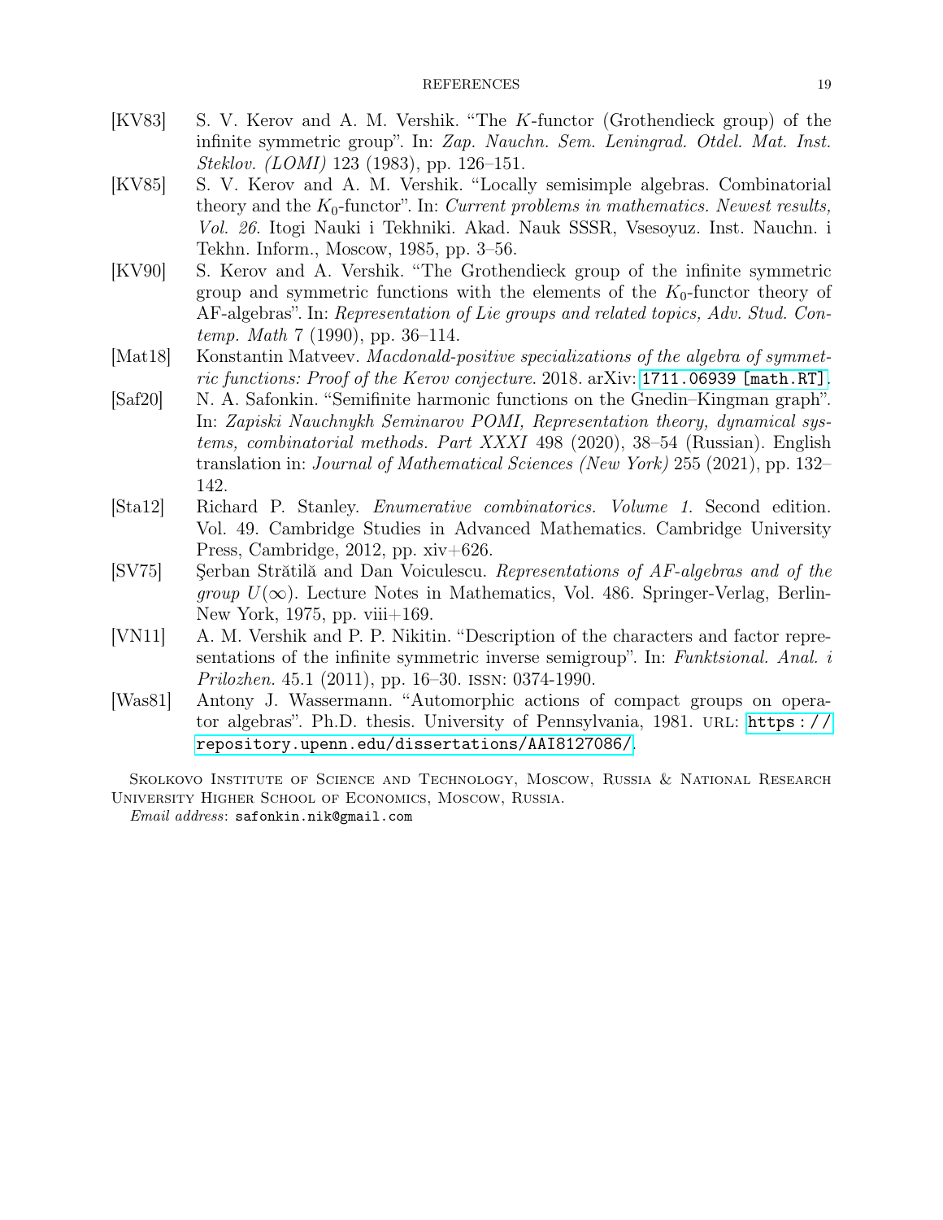- [KV83] S. V. Kerov and A. M. Vershik. "The $K$-functor (Grothendieck group) of the infinite symmetric group". In: *Zap. Nauchn. Sem. Leningrad. Otdel. Mat. Inst. Steklov. (LOMI)* 123 (1983), pp. 126–151.
- [KV85] S. V. Kerov and A. M. Vershik. "Locally semisimple algebras. Combinatorial theory and the $K_0$-functor". In: *Current problems in mathematics. Newest results, Vol. 26*. Itogi Nauki i Tekhniki. Akad. Nauk SSSR, Vsesoyuz. Inst. Nauchn. i Tekhn. Inform., Moscow, 1985, pp. 3–56.
- [KV90] S. Kerov and A. Vershik. "The Grothendieck group of the infinite symmetric group and symmetric functions with the elements of the $K_0$-functor theory of AF-algebras". In: *Representation of Lie groups and related topics, Adv. Stud. Contemp. Math* 7 (1990), pp. 36–114.
- [Mat18] Konstantin Matveev. *Macdonald-positive specializations of the algebra of symmetric functions: Proof of the Kerov conjecture*. 2018. arXiv: 1711.06939 [math.RT].
- [Saf20] N. A. Safonkin. "Semifinite harmonic functions on the Gnedin–Kingman graph". In: *Zapiski Nauchnykh Seminarov POMI, Representation theory, dynamical systems, combinatorial methods. Part XXXI* 498 (2020), 38–54 (Russian). English translation in: *Journal of Mathematical Sciences (New York)* 255 (2021), pp. 132–142.
- [Sta12] Richard P. Stanley. *Enumerative combinatorics. Volume 1.* Second edition. Vol. 49. Cambridge Studies in Advanced Mathematics. Cambridge University Press, Cambridge, 2012, pp. xiv+626.
- [SV75] Şerban Strătilă and Dan Voiculescu. *Representations of AF-algebras and of the group $U(\infty)$*. Lecture Notes in Mathematics, Vol. 486. Springer-Verlag, Berlin-New York, 1975, pp. viii+169.
- [VN11] A. M. Vershik and P. P. Nikitin. "Description of the characters and factor representations of the infinite symmetric inverse semigroup". In: *Funktsional. Anal. i Prilozhen.* 45.1 (2011), pp. 16–30. ISSN: 0374-1990.
- [Was81] Antony J. Wassermann. "Automorphic actions of compact groups on operator algebras". Ph.D. thesis. University of Pennsylvania, 1981. URL: https://repository.upenn.edu/dissertations/AAI8127086/.

Skolkovo Institute of Science and Technology, Moscow, Russia & National Research University Higher School of Economics, Moscow, Russia.

*Email address*: safonkin.nik@gmail.com